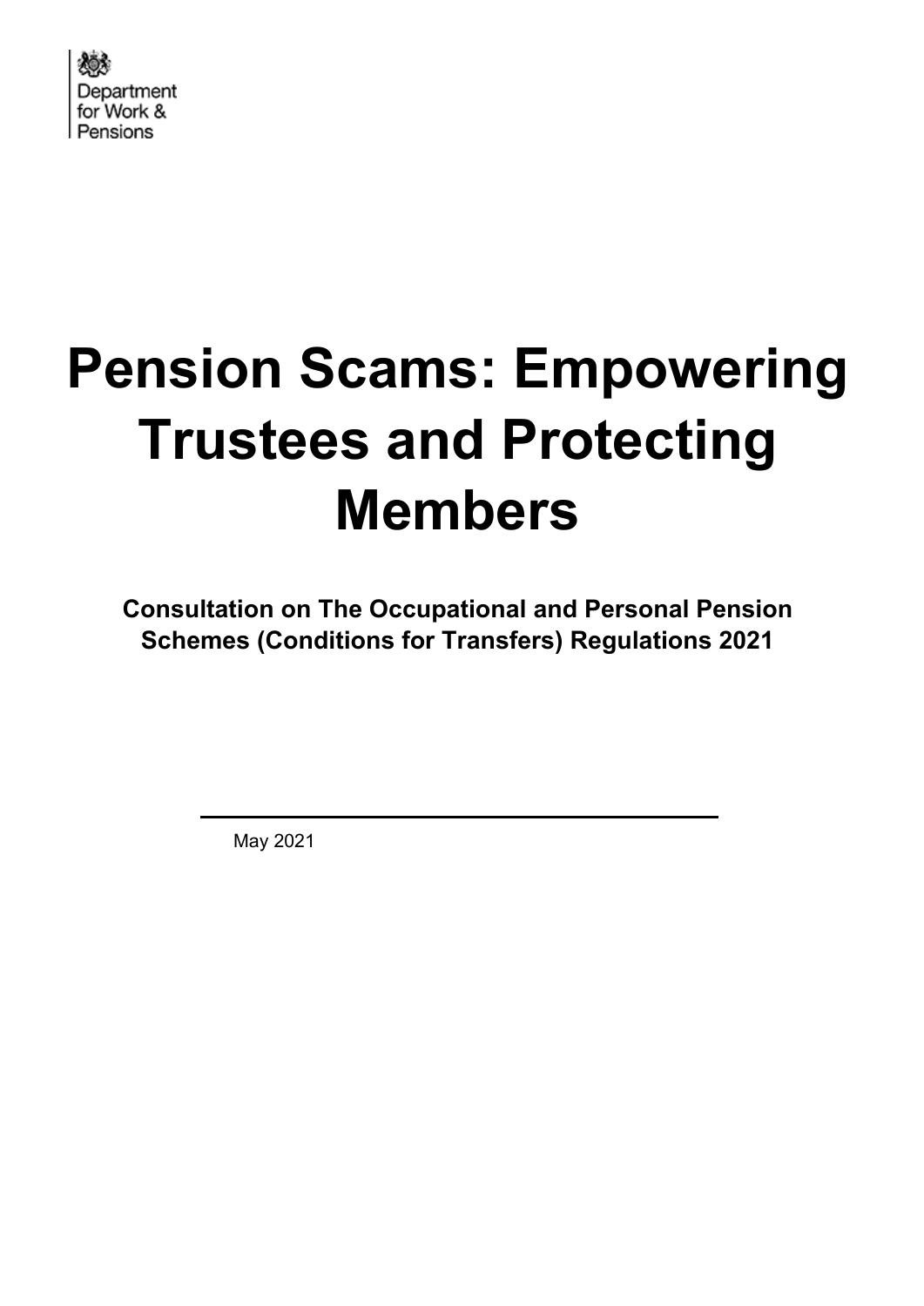Department for Work & Pensions

# Pension Scams: Empowering Trustees and Protecting Members

**Consultation on The Occupational and Personal Pension Schemes (Conditions for Transfers) Regulations 2021**

May 2021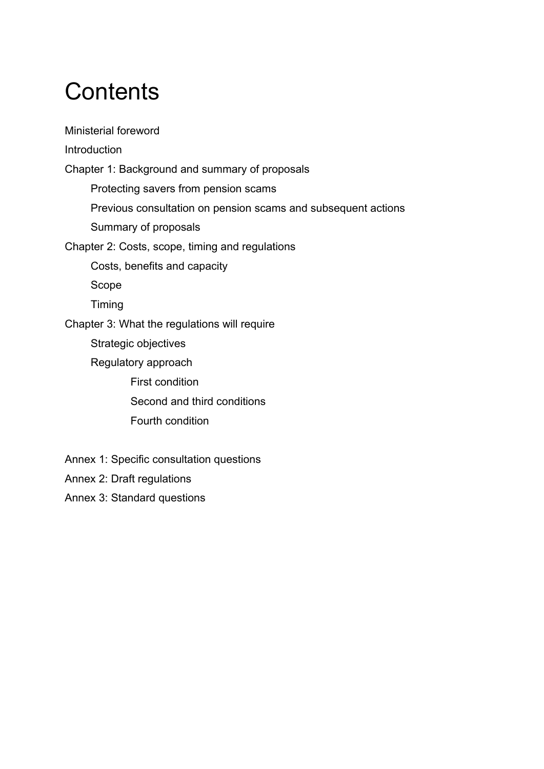# Contents

Ministerial foreword

Introduction

Chapter 1: Background and summary of proposals

- Protecting savers from pension scams
- Previous consultation on pension scams and subsequent actions
- Summary of proposals

Chapter 2: Costs, scope, timing and regulations

- Costs, benefits and capacity
- Scope
- Timing

Chapter 3: What the regulations will require

- Strategic objectives
- Regulatory approach
  - First condition
  - Second and third conditions
  - Fourth condition

Annex 1: Specific consultation questions

Annex 2: Draft regulations

Annex 3: Standard questions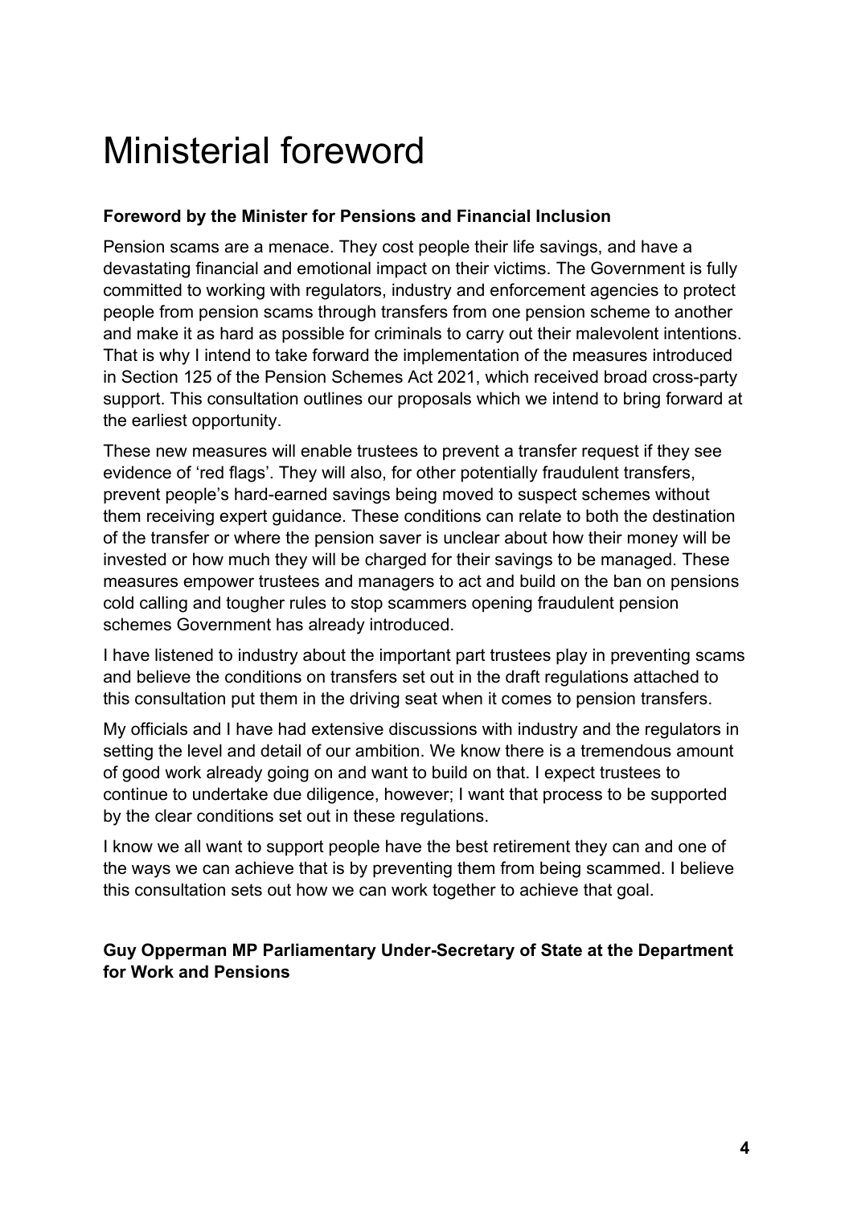# Ministerial foreword

**Foreword by the Minister for Pensions and Financial Inclusion**

Pension scams are a menace. They cost people their life savings, and have a devastating financial and emotional impact on their victims. The Government is fully committed to working with regulators, industry and enforcement agencies to protect people from pension scams through transfers from one pension scheme to another and make it as hard as possible for criminals to carry out their malevolent intentions. That is why I intend to take forward the implementation of the measures introduced in Section 125 of the Pension Schemes Act 2021, which received broad cross-party support. This consultation outlines our proposals which we intend to bring forward at the earliest opportunity.

These new measures will enable trustees to prevent a transfer request if they see evidence of 'red flags'. They will also, for other potentially fraudulent transfers, prevent people's hard-earned savings being moved to suspect schemes without them receiving expert guidance. These conditions can relate to both the destination of the transfer or where the pension saver is unclear about how their money will be invested or how much they will be charged for their savings to be managed. These measures empower trustees and managers to act and build on the ban on pensions cold calling and tougher rules to stop scammers opening fraudulent pension schemes Government has already introduced.

I have listened to industry about the important part trustees play in preventing scams and believe the conditions on transfers set out in the draft regulations attached to this consultation put them in the driving seat when it comes to pension transfers.

My officials and I have had extensive discussions with industry and the regulators in setting the level and detail of our ambition. We know there is a tremendous amount of good work already going on and want to build on that. I expect trustees to continue to undertake due diligence, however; I want that process to be supported by the clear conditions set out in these regulations.

I know we all want to support people have the best retirement they can and one of the ways we can achieve that is by preventing them from being scammed. I believe this consultation sets out how we can work together to achieve that goal.

**Guy Opperman MP Parliamentary Under-Secretary of State at the Department for Work and Pensions**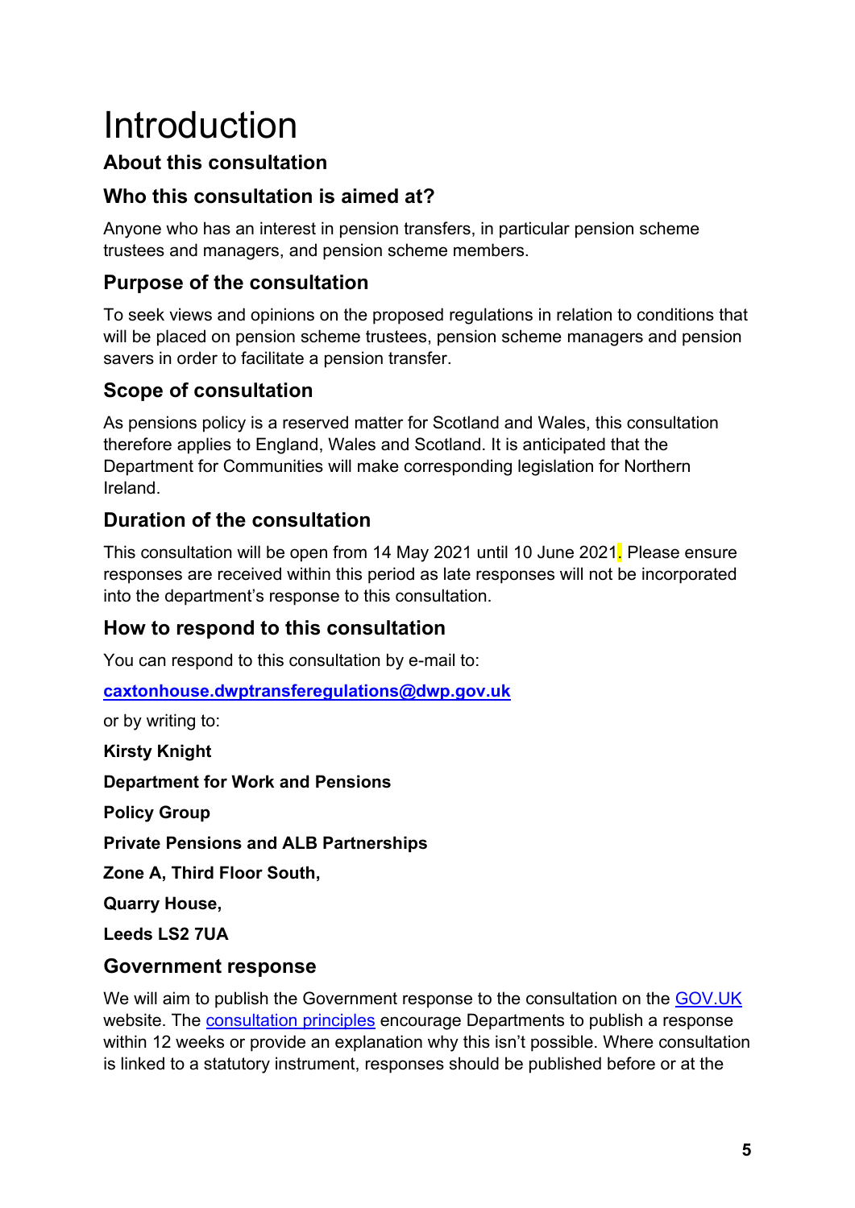# Introduction

## About this consultation

### Who this consultation is aimed at?

Anyone who has an interest in pension transfers, in particular pension scheme trustees and managers, and pension scheme members.

### Purpose of the consultation

To seek views and opinions on the proposed regulations in relation to conditions that will be placed on pension scheme trustees, pension scheme managers and pension savers in order to facilitate a pension transfer.

### Scope of consultation

As pensions policy is a reserved matter for Scotland and Wales, this consultation therefore applies to England, Wales and Scotland. It is anticipated that the Department for Communities will make corresponding legislation for Northern Ireland.

### Duration of the consultation

This consultation will be open from 14 May 2021 until 10 June 2021. Please ensure responses are received within this period as late responses will not be incorporated into the department's response to this consultation.

### How to respond to this consultation

You can respond to this consultation by e-mail to:

**caxtonhouse.dwptransferegulations@dwp.gov.uk**

or by writing to:

**Kirsty Knight**

**Department for Work and Pensions**

**Policy Group**

**Private Pensions and ALB Partnerships**

**Zone A, Third Floor South,**

**Quarry House,**

**Leeds LS2 7UA**

### Government response

We will aim to publish the Government response to the consultation on the GOV.UK website. The consultation principles encourage Departments to publish a response within 12 weeks or provide an explanation why this isn't possible. Where consultation is linked to a statutory instrument, responses should be published before or at the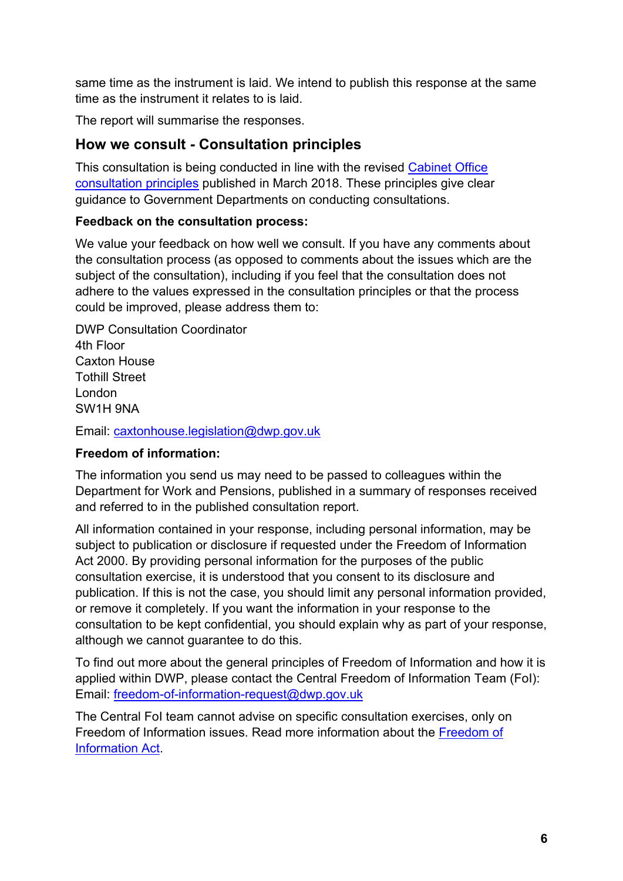same time as the instrument is laid. We intend to publish this response at the same time as the instrument it relates to is laid.

The report will summarise the responses.

## How we consult - Consultation principles

This consultation is being conducted in line with the revised [Cabinet Office consultation principles](https://www.gov.uk/government/publications/consultation-principles-guidance) published in March 2018. These principles give clear guidance to Government Departments on conducting consultations.

**Feedback on the consultation process:**

We value your feedback on how well we consult. If you have any comments about the consultation process (as opposed to comments about the issues which are the subject of the consultation), including if you feel that the consultation does not adhere to the values expressed in the consultation principles or that the process could be improved, please address them to:

DWP Consultation Coordinator
4th Floor
Caxton House
Tothill Street
London
SW1H 9NA

Email: [caxtonhouse.legislation@dwp.gov.uk](mailto:caxtonhouse.legislation@dwp.gov.uk)

**Freedom of information:**

The information you send us may need to be passed to colleagues within the Department for Work and Pensions, published in a summary of responses received and referred to in the published consultation report.

All information contained in your response, including personal information, may be subject to publication or disclosure if requested under the Freedom of Information Act 2000. By providing personal information for the purposes of the public consultation exercise, it is understood that you consent to its disclosure and publication. If this is not the case, you should limit any personal information provided, or remove it completely. If you want the information in your response to the consultation to be kept confidential, you should explain why as part of your response, although we cannot guarantee to do this.

To find out more about the general principles of Freedom of Information and how it is applied within DWP, please contact the Central Freedom of Information Team (FoI):
Email: [freedom-of-information-request@dwp.gov.uk](mailto:freedom-of-information-request@dwp.gov.uk)

The Central FoI team cannot advise on specific consultation exercises, only on Freedom of Information issues. Read more information about the [Freedom of Information Act](https://www.gov.uk/make-a-freedom-of-information-request).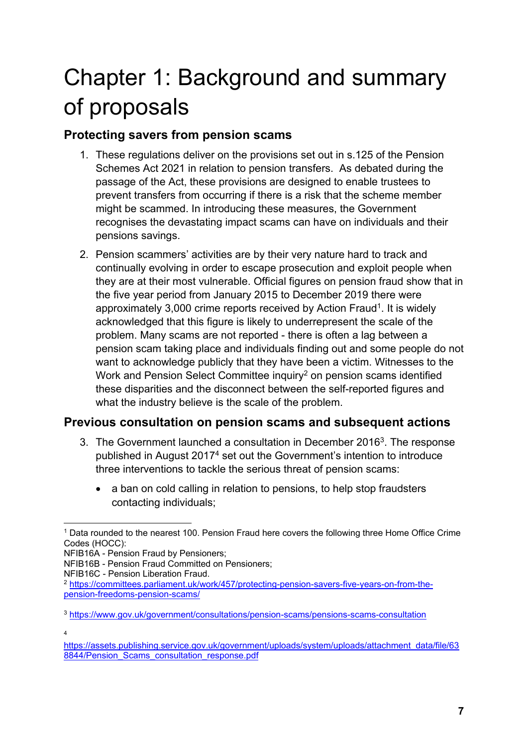# Chapter 1: Background and summary of proposals

## Protecting savers from pension scams

1. These regulations deliver on the provisions set out in s.125 of the Pension Schemes Act 2021 in relation to pension transfers. As debated during the passage of the Act, these provisions are designed to enable trustees to prevent transfers from occurring if there is a risk that the scheme member might be scammed. In introducing these measures, the Government recognises the devastating impact scams can have on individuals and their pensions savings.

2. Pension scammers' activities are by their very nature hard to track and continually evolving in order to escape prosecution and exploit people when they are at their most vulnerable. Official figures on pension fraud show that in the five year period from January 2015 to December 2019 there were approximately 3,000 crime reports received by Action Fraud[1]. It is widely acknowledged that this figure is likely to underrepresent the scale of the problem. Many scams are not reported - there is often a lag between a pension scam taking place and individuals finding out and some people do not want to acknowledge publicly that they have been a victim. Witnesses to the Work and Pension Select Committee inquiry[2] on pension scams identified these disparities and the disconnect between the self-reported figures and what the industry believe is the scale of the problem.

## Previous consultation on pension scams and subsequent actions

3. The Government launched a consultation in December 2016[3]. The response published in August 2017[4] set out the Government's intention to introduce three interventions to tackle the serious threat of pension scams:

   - a ban on cold calling in relation to pensions, to help stop fraudsters contacting individuals;

---

[1] Data rounded to the nearest 100. Pension Fraud here covers the following three Home Office Crime Codes (HOCC):
NFIB16A - Pension Fraud by Pensioners;
NFIB16B - Pension Fraud Committed on Pensioners;
NFIB16C - Pension Liberation Fraud.

[2] https://committees.parliament.uk/work/457/protecting-pension-savers-five-years-on-from-the-pension-freedoms-pension-scams/

[3] https://www.gov.uk/government/consultations/pension-scams/pensions-scams-consultation

[4] https://assets.publishing.service.gov.uk/government/uploads/system/uploads/attachment_data/file/638844/Pension_Scams_consultation_response.pdf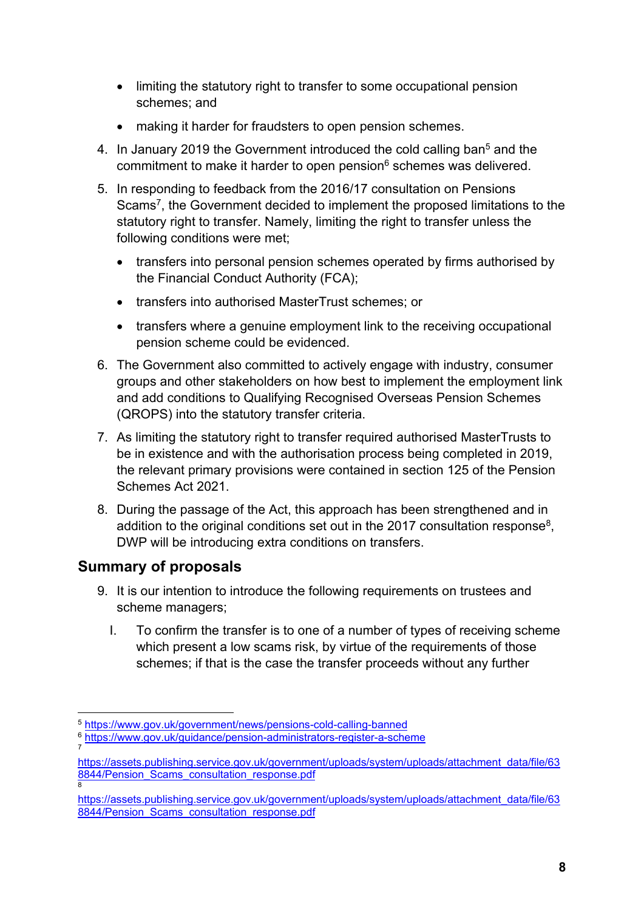- limiting the statutory right to transfer to some occupational pension schemes; and
- making it harder for fraudsters to open pension schemes.

4. In January 2019 the Government introduced the cold calling ban[5] and the commitment to make it harder to open pension[6] schemes was delivered.

5. In responding to feedback from the 2016/17 consultation on Pensions Scams[7], the Government decided to implement the proposed limitations to the statutory right to transfer. Namely, limiting the right to transfer unless the following conditions were met;

   - transfers into personal pension schemes operated by firms authorised by the Financial Conduct Authority (FCA);
   - transfers into authorised MasterTrust schemes; or
   - transfers where a genuine employment link to the receiving occupational pension scheme could be evidenced.

6. The Government also committed to actively engage with industry, consumer groups and other stakeholders on how best to implement the employment link and add conditions to Qualifying Recognised Overseas Pension Schemes (QROPS) into the statutory transfer criteria.

7. As limiting the statutory right to transfer required authorised MasterTrusts to be in existence and with the authorisation process being completed in 2019, the relevant primary provisions were contained in section 125 of the Pension Schemes Act 2021.

8. During the passage of the Act, this approach has been strengthened and in addition to the original conditions set out in the 2017 consultation response[8], DWP will be introducing extra conditions on transfers.

## Summary of proposals

9. It is our intention to introduce the following requirements on trustees and scheme managers;

   I. To confirm the transfer is to one of a number of types of receiving scheme which present a low scams risk, by virtue of the requirements of those schemes; if that is the case the transfer proceeds without any further

---

[5] https://www.gov.uk/government/news/pensions-cold-calling-banned

[6] https://www.gov.uk/guidance/pension-administrators-register-a-scheme

[7] https://assets.publishing.service.gov.uk/government/uploads/system/uploads/attachment_data/file/638844/Pension_Scams_consultation_response.pdf

[8] https://assets.publishing.service.gov.uk/government/uploads/system/uploads/attachment_data/file/638844/Pension_Scams_consultation_response.pdf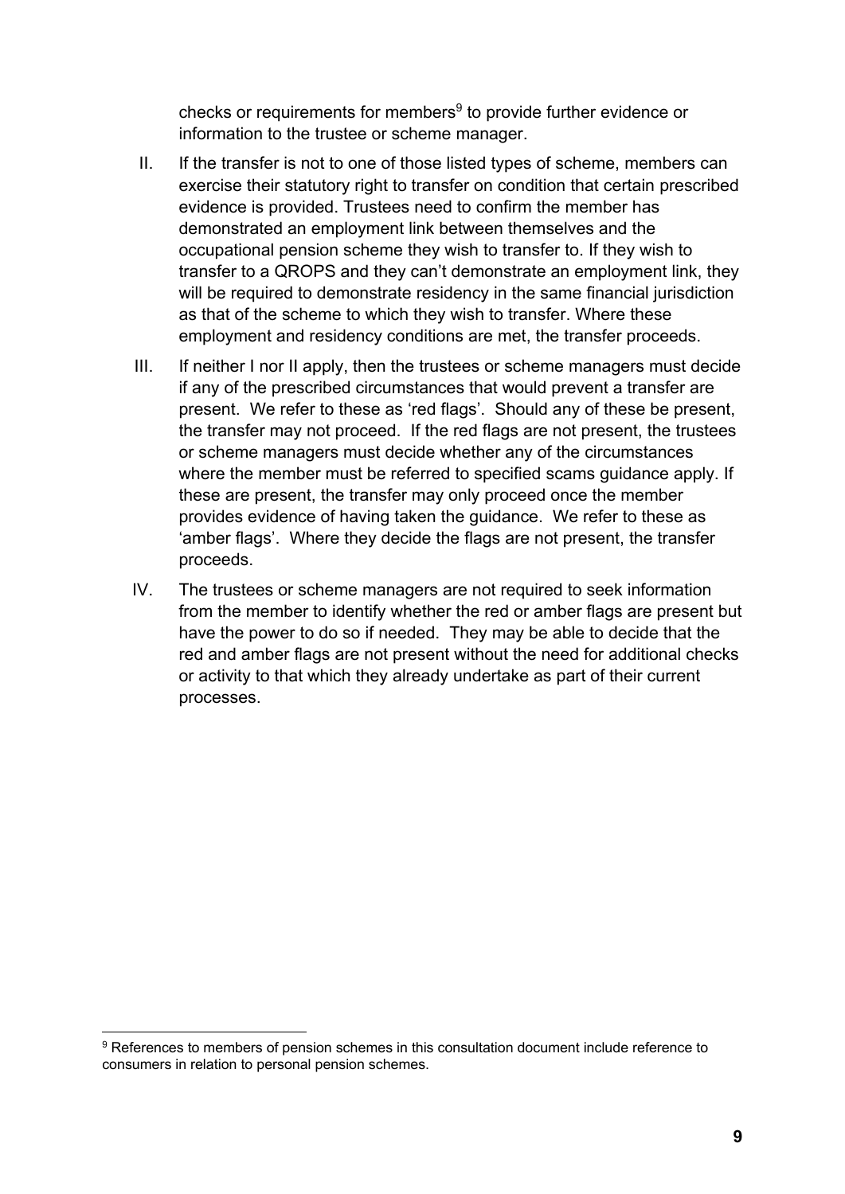checks or requirements for members[9] to provide further evidence or information to the trustee or scheme manager.

II. If the transfer is not to one of those listed types of scheme, members can exercise their statutory right to transfer on condition that certain prescribed evidence is provided. Trustees need to confirm the member has demonstrated an employment link between themselves and the occupational pension scheme they wish to transfer to. If they wish to transfer to a QROPS and they can't demonstrate an employment link, they will be required to demonstrate residency in the same financial jurisdiction as that of the scheme to which they wish to transfer. Where these employment and residency conditions are met, the transfer proceeds.

III. If neither I nor II apply, then the trustees or scheme managers must decide if any of the prescribed circumstances that would prevent a transfer are present. We refer to these as 'red flags'. Should any of these be present, the transfer may not proceed. If the red flags are not present, the trustees or scheme managers must decide whether any of the circumstances where the member must be referred to specified scams guidance apply. If these are present, the transfer may only proceed once the member provides evidence of having taken the guidance. We refer to these as 'amber flags'. Where they decide the flags are not present, the transfer proceeds.

IV. The trustees or scheme managers are not required to seek information from the member to identify whether the red or amber flags are present but have the power to do so if needed. They may be able to decide that the red and amber flags are not present without the need for additional checks or activity to that which they already undertake as part of their current processes.

---

[9] References to members of pension schemes in this consultation document include reference to consumers in relation to personal pension schemes.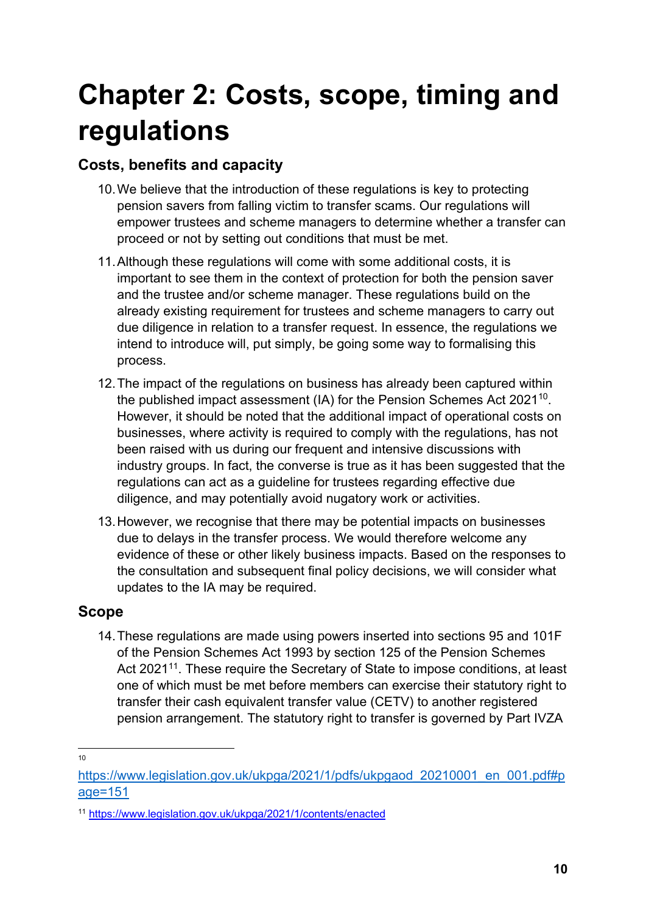# Chapter 2: Costs, scope, timing and regulations

## Costs, benefits and capacity

10. We believe that the introduction of these regulations is key to protecting pension savers from falling victim to transfer scams. Our regulations will empower trustees and scheme managers to determine whether a transfer can proceed or not by setting out conditions that must be met.

11. Although these regulations will come with some additional costs, it is important to see them in the context of protection for both the pension saver and the trustee and/or scheme manager. These regulations build on the already existing requirement for trustees and scheme managers to carry out due diligence in relation to a transfer request. In essence, the regulations we intend to introduce will, put simply, be going some way to formalising this process.

12. The impact of the regulations on business has already been captured within the published impact assessment (IA) for the Pension Schemes Act 2021[10]. However, it should be noted that the additional impact of operational costs on businesses, where activity is required to comply with the regulations, has not been raised with us during our frequent and intensive discussions with industry groups. In fact, the converse is true as it has been suggested that the regulations can act as a guideline for trustees regarding effective due diligence, and may potentially avoid nugatory work or activities.

13. However, we recognise that there may be potential impacts on businesses due to delays in the transfer process. We would therefore welcome any evidence of these or other likely business impacts. Based on the responses to the consultation and subsequent final policy decisions, we will consider what updates to the IA may be required.

## Scope

14. These regulations are made using powers inserted into sections 95 and 101F of the Pension Schemes Act 1993 by section 125 of the Pension Schemes Act 2021[11]. These require the Secretary of State to impose conditions, at least one of which must be met before members can exercise their statutory right to transfer their cash equivalent transfer value (CETV) to another registered pension arrangement. The statutory right to transfer is governed by Part IVZA

---

[10] https://www.legislation.gov.uk/ukpga/2021/1/pdfs/ukpgaod_20210001_en_001.pdf#page=151

[11] https://www.legislation.gov.uk/ukpga/2021/1/contents/enacted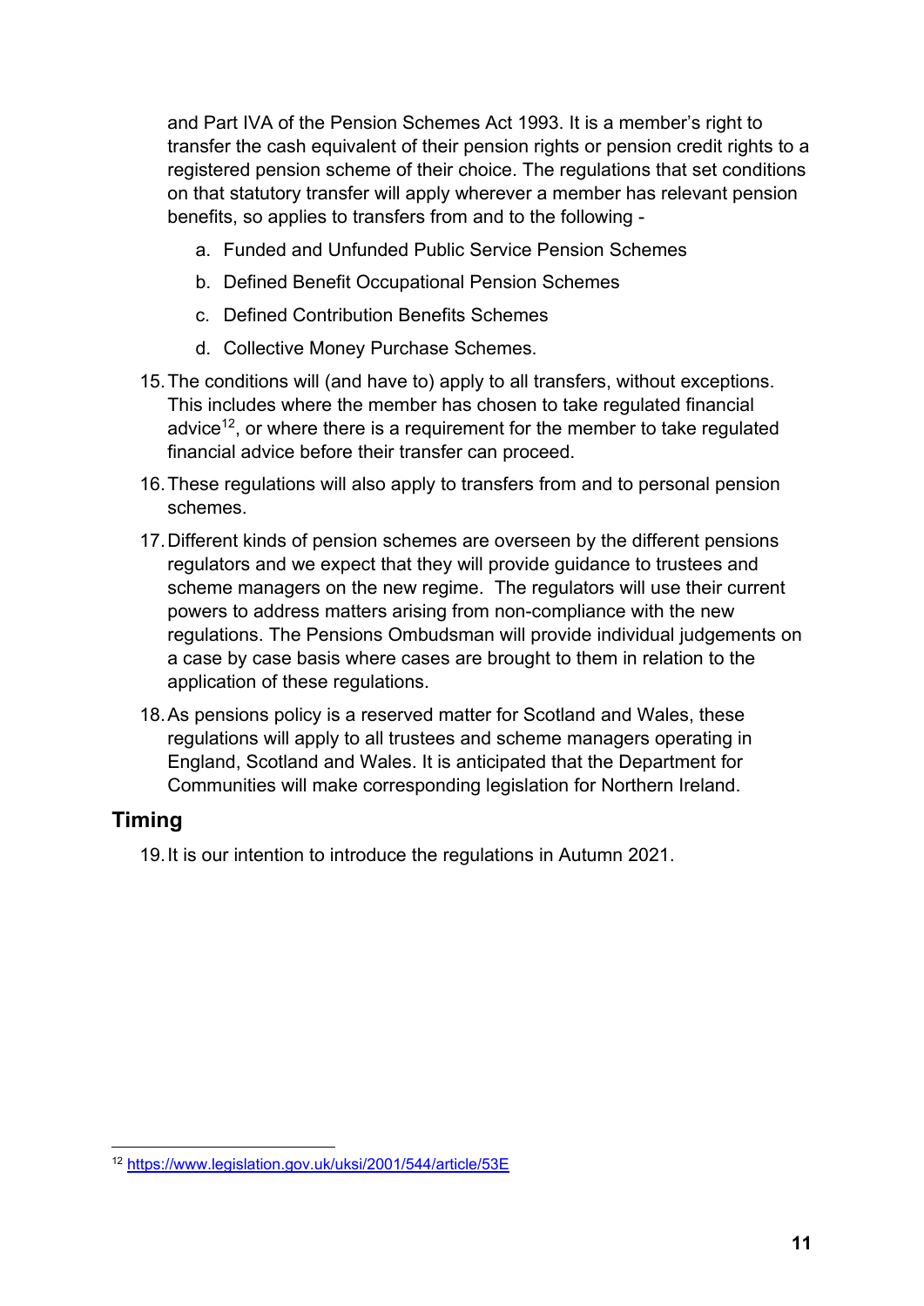and Part IVA of the Pension Schemes Act 1993. It is a member's right to transfer the cash equivalent of their pension rights or pension credit rights to a registered pension scheme of their choice. The regulations that set conditions on that statutory transfer will apply wherever a member has relevant pension benefits, so applies to transfers from and to the following -

a. Funded and Unfunded Public Service Pension Schemes

b. Defined Benefit Occupational Pension Schemes

c. Defined Contribution Benefits Schemes

d. Collective Money Purchase Schemes.

15. The conditions will (and have to) apply to all transfers, without exceptions. This includes where the member has chosen to take regulated financial advice[12], or where there is a requirement for the member to take regulated financial advice before their transfer can proceed.

16. These regulations will also apply to transfers from and to personal pension schemes.

17. Different kinds of pension schemes are overseen by the different pensions regulators and we expect that they will provide guidance to trustees and scheme managers on the new regime. The regulators will use their current powers to address matters arising from non-compliance with the new regulations. The Pensions Ombudsman will provide individual judgements on a case by case basis where cases are brought to them in relation to the application of these regulations.

18. As pensions policy is a reserved matter for Scotland and Wales, these regulations will apply to all trustees and scheme managers operating in England, Scotland and Wales. It is anticipated that the Department for Communities will make corresponding legislation for Northern Ireland.

## Timing

19. It is our intention to introduce the regulations in Autumn 2021.

[12] https://www.legislation.gov.uk/uksi/2001/544/article/53E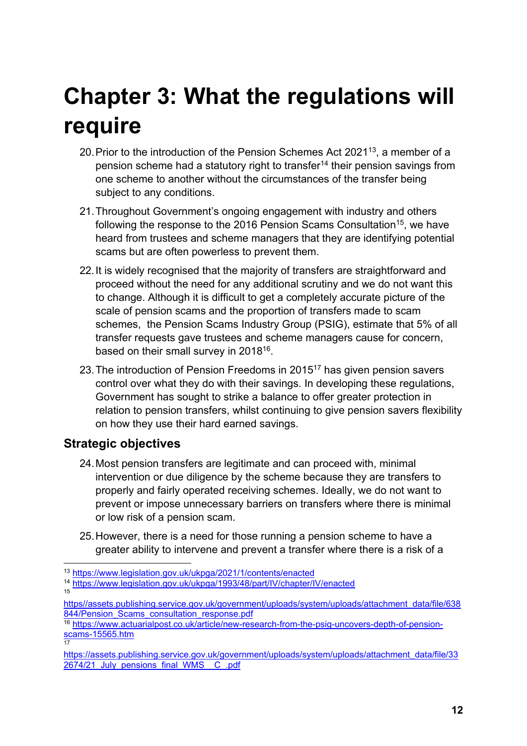# Chapter 3: What the regulations will require

20. Prior to the introduction of the Pension Schemes Act 2021[13], a member of a pension scheme had a statutory right to transfer[14] their pension savings from one scheme to another without the circumstances of the transfer being subject to any conditions.

21. Throughout Government's ongoing engagement with industry and others following the response to the 2016 Pension Scams Consultation[15], we have heard from trustees and scheme managers that they are identifying potential scams but are often powerless to prevent them.

22. It is widely recognised that the majority of transfers are straightforward and proceed without the need for any additional scrutiny and we do not want this to change. Although it is difficult to get a completely accurate picture of the scale of pension scams and the proportion of transfers made to scam schemes, the Pension Scams Industry Group (PSIG), estimate that 5% of all transfer requests gave trustees and scheme managers cause for concern, based on their small survey in 2018[16].

23. The introduction of Pension Freedoms in 2015[17] has given pension savers control over what they do with their savings. In developing these regulations, Government has sought to strike a balance to offer greater protection in relation to pension transfers, whilst continuing to give pension savers flexibility on how they use their hard earned savings.

## Strategic objectives

24. Most pension transfers are legitimate and can proceed with, minimal intervention or due diligence by the scheme because they are transfers to properly and fairly operated receiving schemes. Ideally, we do not want to prevent or impose unnecessary barriers on transfers where there is minimal or low risk of a pension scam.

25. However, there is a need for those running a pension scheme to have a greater ability to intervene and prevent a transfer where there is a risk of a

---

[13] https://www.legislation.gov.uk/ukpga/2021/1/contents/enacted

[14] https://www.legislation.gov.uk/ukpga/1993/48/part/IV/chapter/IV/enacted

[15] https//assets.publishing.service.gov.uk/government/uploads/system/uploads/attachment_data/file/638844/Pension_Scams_consultation_response.pdf

[16] https://www.actuarialpost.co.uk/article/new-research-from-the-psig-uncovers-depth-of-pension-scams-15565.htm

[17] https://assets.publishing.service.gov.uk/government/uploads/system/uploads/attachment_data/file/332674/21_July_pensions_final_WMS__C_.pdf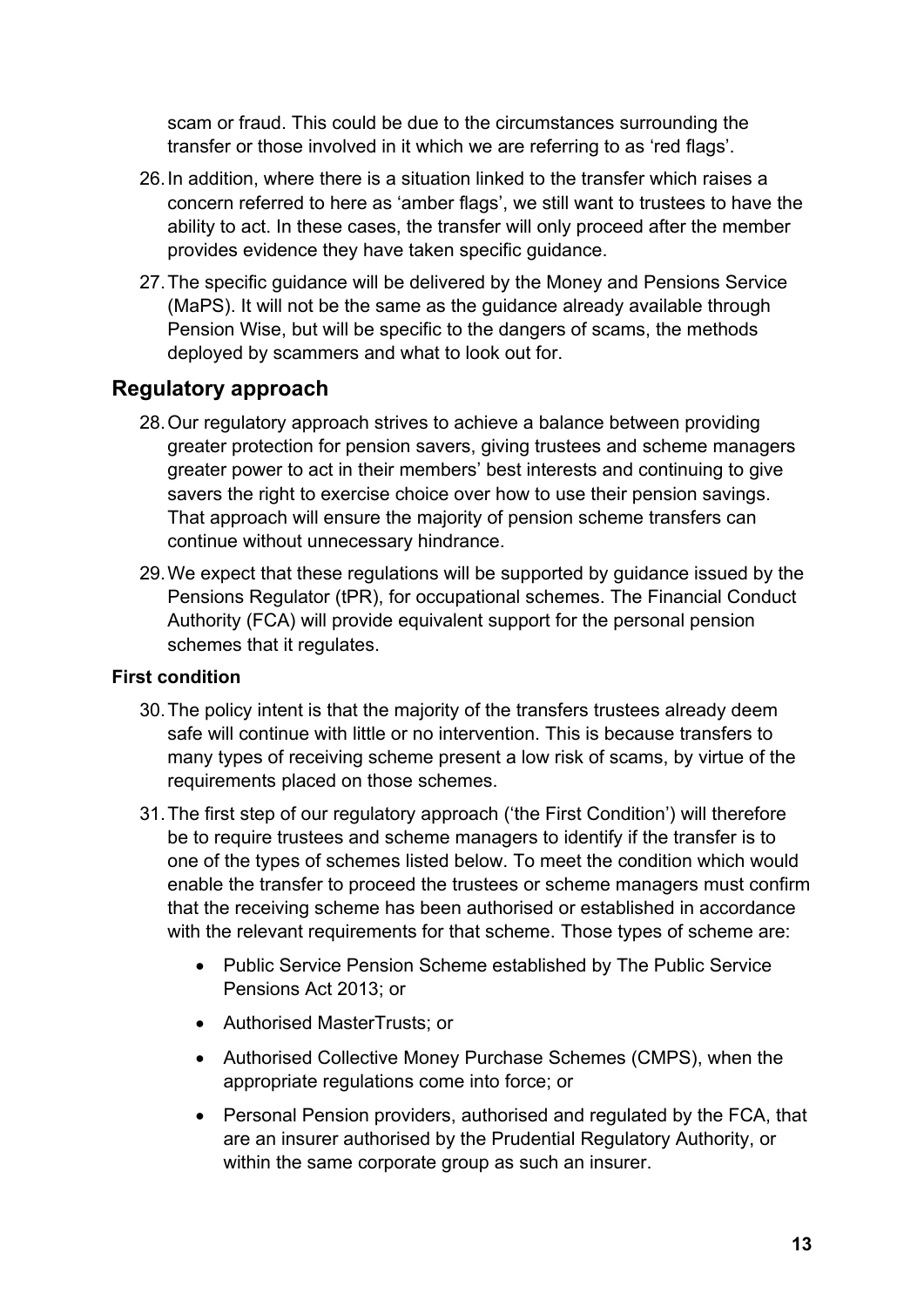scam or fraud. This could be due to the circumstances surrounding the transfer or those involved in it which we are referring to as 'red flags'.

26. In addition, where there is a situation linked to the transfer which raises a concern referred to here as 'amber flags', we still want to trustees to have the ability to act. In these cases, the transfer will only proceed after the member provides evidence they have taken specific guidance.

27. The specific guidance will be delivered by the Money and Pensions Service (MaPS). It will not be the same as the guidance already available through Pension Wise, but will be specific to the dangers of scams, the methods deployed by scammers and what to look out for.

## Regulatory approach

28. Our regulatory approach strives to achieve a balance between providing greater protection for pension savers, giving trustees and scheme managers greater power to act in their members' best interests and continuing to give savers the right to exercise choice over how to use their pension savings. That approach will ensure the majority of pension scheme transfers can continue without unnecessary hindrance.

29. We expect that these regulations will be supported by guidance issued by the Pensions Regulator (tPR), for occupational schemes. The Financial Conduct Authority (FCA) will provide equivalent support for the personal pension schemes that it regulates.

### First condition

30. The policy intent is that the majority of the transfers trustees already deem safe will continue with little or no intervention. This is because transfers to many types of receiving scheme present a low risk of scams, by virtue of the requirements placed on those schemes.

31. The first step of our regulatory approach ('the First Condition') will therefore be to require trustees and scheme managers to identify if the transfer is to one of the types of schemes listed below. To meet the condition which would enable the transfer to proceed the trustees or scheme managers must confirm that the receiving scheme has been authorised or established in accordance with the relevant requirements for that scheme. Those types of scheme are:

    - Public Service Pension Scheme established by The Public Service Pensions Act 2013; or
    - Authorised MasterTrusts; or
    - Authorised Collective Money Purchase Schemes (CMPS), when the appropriate regulations come into force; or
    - Personal Pension providers, authorised and regulated by the FCA, that are an insurer authorised by the Prudential Regulatory Authority, or within the same corporate group as such an insurer.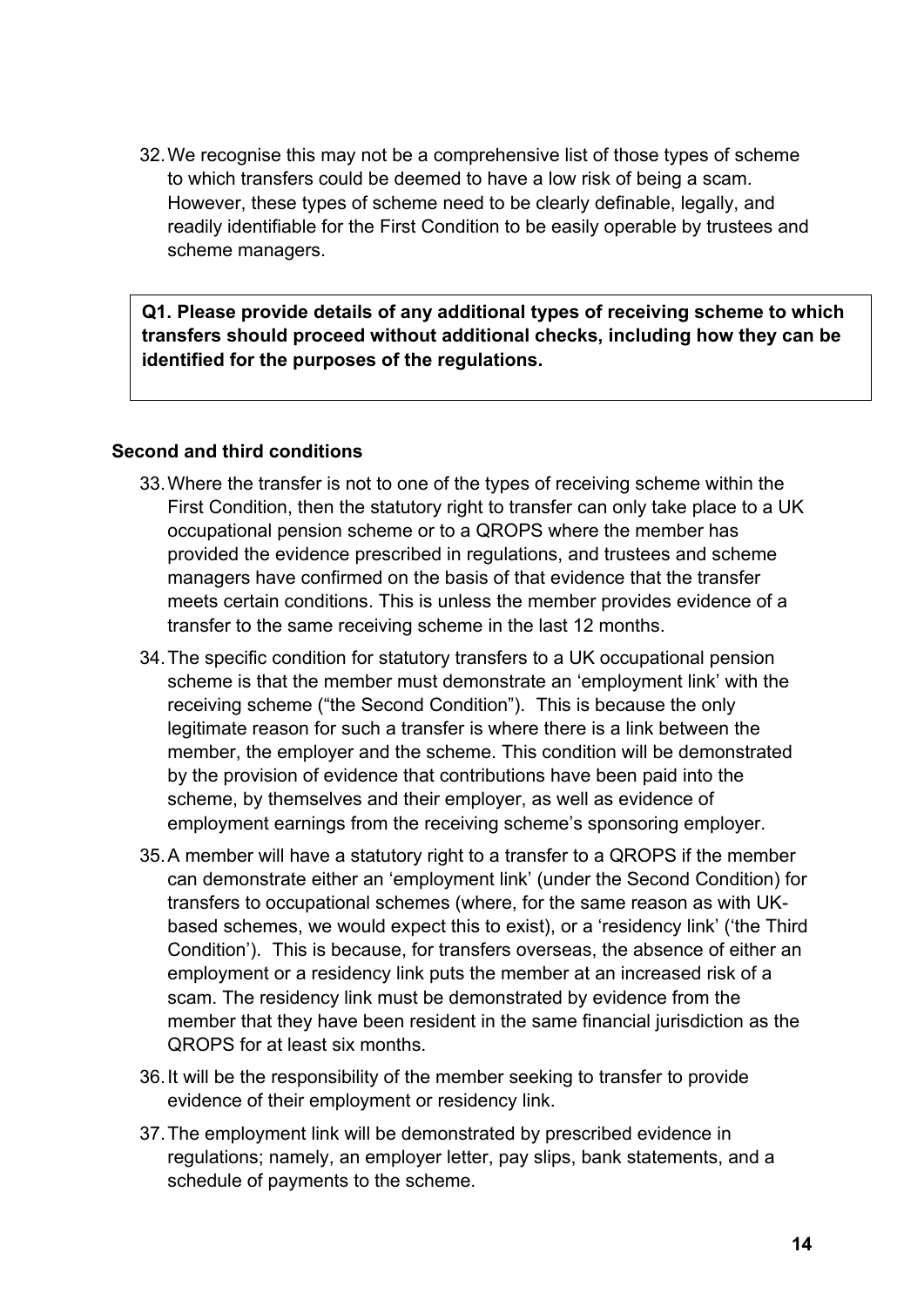32. We recognise this may not be a comprehensive list of those types of scheme to which transfers could be deemed to have a low risk of being a scam. However, these types of scheme need to be clearly definable, legally, and readily identifiable for the First Condition to be easily operable by trustees and scheme managers.

> **Q1. Please provide details of any additional types of receiving scheme to which transfers should proceed without additional checks, including how they can be identified for the purposes of the regulations.**

**Second and third conditions**

33. Where the transfer is not to one of the types of receiving scheme within the First Condition, then the statutory right to transfer can only take place to a UK occupational pension scheme or to a QROPS where the member has provided the evidence prescribed in regulations, and trustees and scheme managers have confirmed on the basis of that evidence that the transfer meets certain conditions. This is unless the member provides evidence of a transfer to the same receiving scheme in the last 12 months.

34. The specific condition for statutory transfers to a UK occupational pension scheme is that the member must demonstrate an 'employment link' with the receiving scheme ("the Second Condition"). This is because the only legitimate reason for such a transfer is where there is a link between the member, the employer and the scheme. This condition will be demonstrated by the provision of evidence that contributions have been paid into the scheme, by themselves and their employer, as well as evidence of employment earnings from the receiving scheme's sponsoring employer.

35. A member will have a statutory right to a transfer to a QROPS if the member can demonstrate either an 'employment link' (under the Second Condition) for transfers to occupational schemes (where, for the same reason as with UK-based schemes, we would expect this to exist), or a 'residency link' ('the Third Condition'). This is because, for transfers overseas, the absence of either an employment or a residency link puts the member at an increased risk of a scam. The residency link must be demonstrated by evidence from the member that they have been resident in the same financial jurisdiction as the QROPS for at least six months.

36. It will be the responsibility of the member seeking to transfer to provide evidence of their employment or residency link.

37. The employment link will be demonstrated by prescribed evidence in regulations; namely, an employer letter, pay slips, bank statements, and a schedule of payments to the scheme.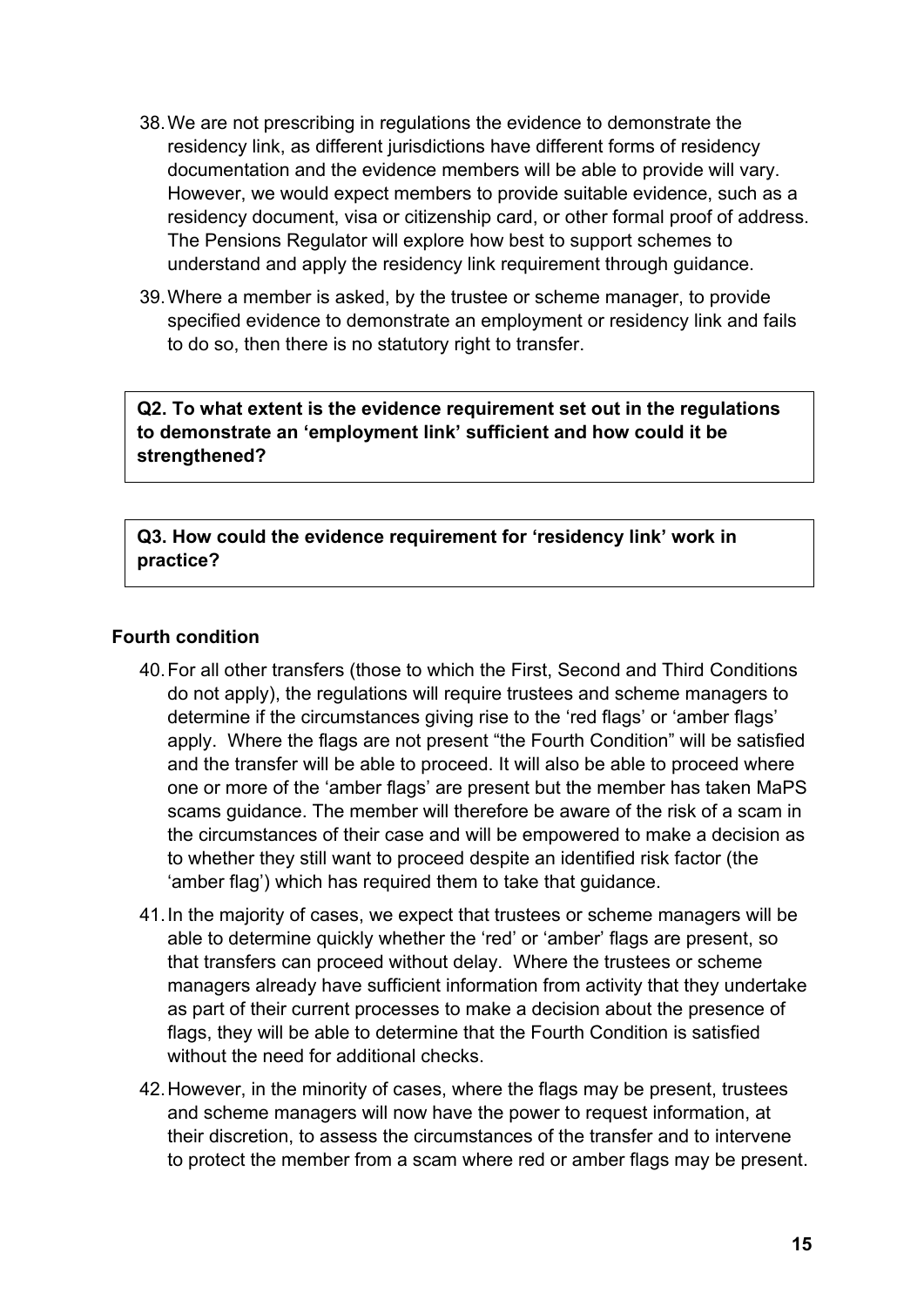38. We are not prescribing in regulations the evidence to demonstrate the residency link, as different jurisdictions have different forms of residency documentation and the evidence members will be able to provide will vary. However, we would expect members to provide suitable evidence, such as a residency document, visa or citizenship card, or other formal proof of address. The Pensions Regulator will explore how best to support schemes to understand and apply the residency link requirement through guidance.

39. Where a member is asked, by the trustee or scheme manager, to provide specified evidence to demonstrate an employment or residency link and fails to do so, then there is no statutory right to transfer.

**Q2. To what extent is the evidence requirement set out in the regulations to demonstrate an 'employment link' sufficient and how could it be strengthened?**

**Q3. How could the evidence requirement for 'residency link' work in practice?**

### Fourth condition

40. For all other transfers (those to which the First, Second and Third Conditions do not apply), the regulations will require trustees and scheme managers to determine if the circumstances giving rise to the 'red flags' or 'amber flags' apply. Where the flags are not present "the Fourth Condition" will be satisfied and the transfer will be able to proceed. It will also be able to proceed where one or more of the 'amber flags' are present but the member has taken MaPS scams guidance. The member will therefore be aware of the risk of a scam in the circumstances of their case and will be empowered to make a decision as to whether they still want to proceed despite an identified risk factor (the 'amber flag') which has required them to take that guidance.

41. In the majority of cases, we expect that trustees or scheme managers will be able to determine quickly whether the 'red' or 'amber' flags are present, so that transfers can proceed without delay. Where the trustees or scheme managers already have sufficient information from activity that they undertake as part of their current processes to make a decision about the presence of flags, they will be able to determine that the Fourth Condition is satisfied without the need for additional checks.

42. However, in the minority of cases, where the flags may be present, trustees and scheme managers will now have the power to request information, at their discretion, to assess the circumstances of the transfer and to intervene to protect the member from a scam where red or amber flags may be present.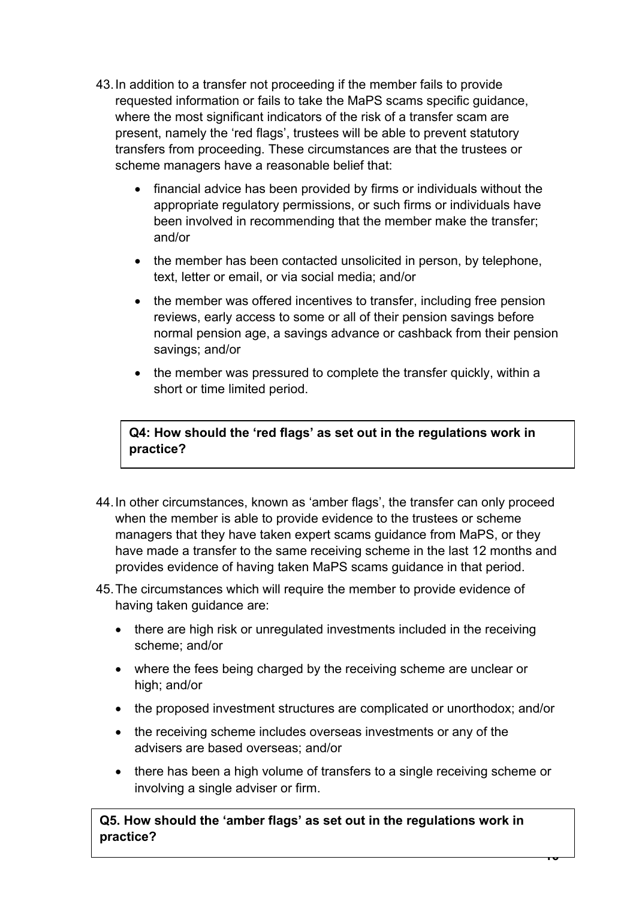43. In addition to a transfer not proceeding if the member fails to provide requested information or fails to take the MaPS scams specific guidance, where the most significant indicators of the risk of a transfer scam are present, namely the 'red flags', trustees will be able to prevent statutory transfers from proceeding. These circumstances are that the trustees or scheme managers have a reasonable belief that:

    - financial advice has been provided by firms or individuals without the appropriate regulatory permissions, or such firms or individuals have been involved in recommending that the member make the transfer; and/or
    - the member has been contacted unsolicited in person, by telephone, text, letter or email, or via social media; and/or
    - the member was offered incentives to transfer, including free pension reviews, early access to some or all of their pension savings before normal pension age, a savings advance or cashback from their pension savings; and/or
    - the member was pressured to complete the transfer quickly, within a short or time limited period.

**Q4: How should the 'red flags' as set out in the regulations work in practice?**

44. In other circumstances, known as 'amber flags', the transfer can only proceed when the member is able to provide evidence to the trustees or scheme managers that they have taken expert scams guidance from MaPS, or they have made a transfer to the same receiving scheme in the last 12 months and provides evidence of having taken MaPS scams guidance in that period.

45. The circumstances which will require the member to provide evidence of having taken guidance are:

    - there are high risk or unregulated investments included in the receiving scheme; and/or
    - where the fees being charged by the receiving scheme are unclear or high; and/or
    - the proposed investment structures are complicated or unorthodox; and/or
    - the receiving scheme includes overseas investments or any of the advisers are based overseas; and/or
    - there has been a high volume of transfers to a single receiving scheme or involving a single adviser or firm.

**Q5. How should the 'amber flags' as set out in the regulations work in practice?**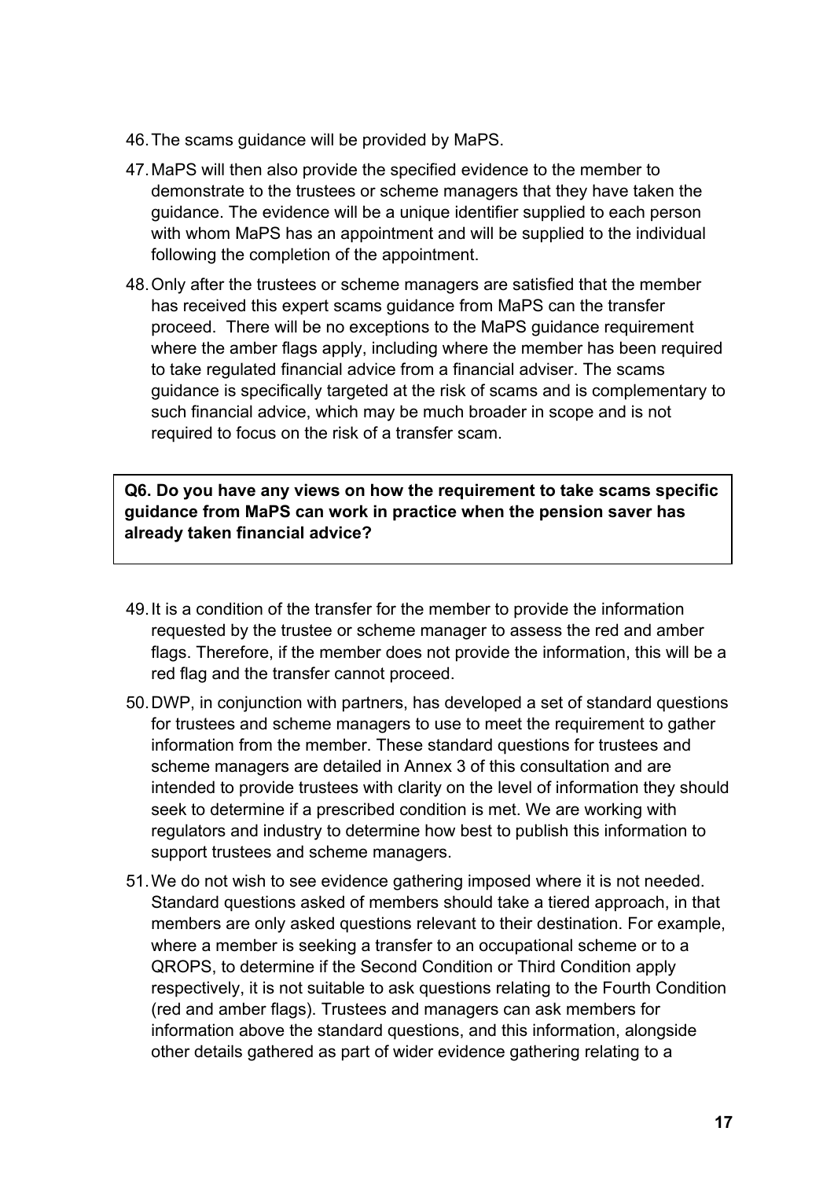46. The scams guidance will be provided by MaPS.

47. MaPS will then also provide the specified evidence to the member to demonstrate to the trustees or scheme managers that they have taken the guidance. The evidence will be a unique identifier supplied to each person with whom MaPS has an appointment and will be supplied to the individual following the completion of the appointment.

48. Only after the trustees or scheme managers are satisfied that the member has received this expert scams guidance from MaPS can the transfer proceed. There will be no exceptions to the MaPS guidance requirement where the amber flags apply, including where the member has been required to take regulated financial advice from a financial adviser. The scams guidance is specifically targeted at the risk of scams and is complementary to such financial advice, which may be much broader in scope and is not required to focus on the risk of a transfer scam.

**Q6. Do you have any views on how the requirement to take scams specific guidance from MaPS can work in practice when the pension saver has already taken financial advice?**

49. It is a condition of the transfer for the member to provide the information requested by the trustee or scheme manager to assess the red and amber flags. Therefore, if the member does not provide the information, this will be a red flag and the transfer cannot proceed.

50. DWP, in conjunction with partners, has developed a set of standard questions for trustees and scheme managers to use to meet the requirement to gather information from the member. These standard questions for trustees and scheme managers are detailed in Annex 3 of this consultation and are intended to provide trustees with clarity on the level of information they should seek to determine if a prescribed condition is met. We are working with regulators and industry to determine how best to publish this information to support trustees and scheme managers.

51. We do not wish to see evidence gathering imposed where it is not needed. Standard questions asked of members should take a tiered approach, in that members are only asked questions relevant to their destination. For example, where a member is seeking a transfer to an occupational scheme or to a QROPS, to determine if the Second Condition or Third Condition apply respectively, it is not suitable to ask questions relating to the Fourth Condition (red and amber flags). Trustees and managers can ask members for information above the standard questions, and this information, alongside other details gathered as part of wider evidence gathering relating to a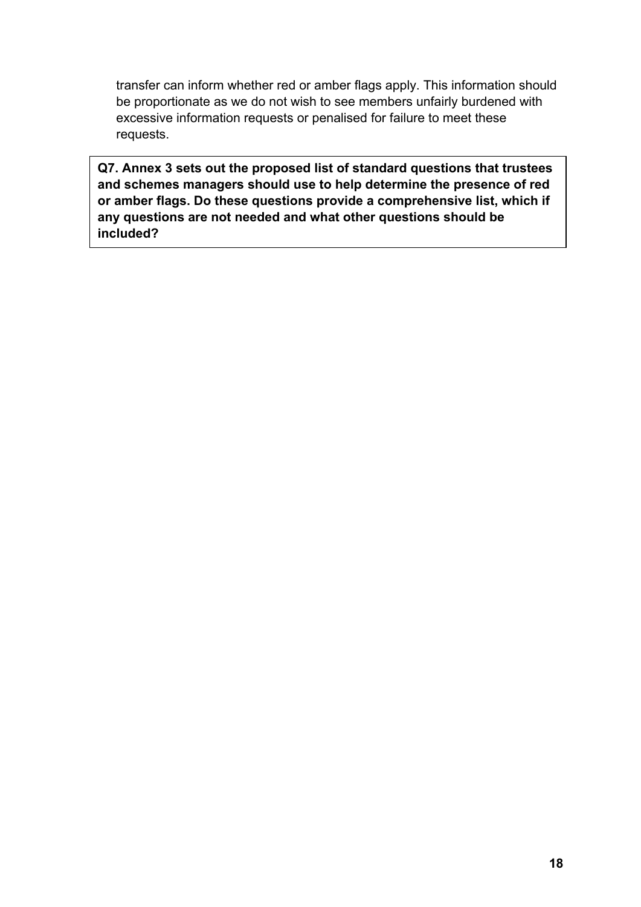transfer can inform whether red or amber flags apply. This information should be proportionate as we do not wish to see members unfairly burdened with excessive information requests or penalised for failure to meet these requests.

**Q7. Annex 3 sets out the proposed list of standard questions that trustees and schemes managers should use to help determine the presence of red or amber flags. Do these questions provide a comprehensive list, which if any questions are not needed and what other questions should be included?**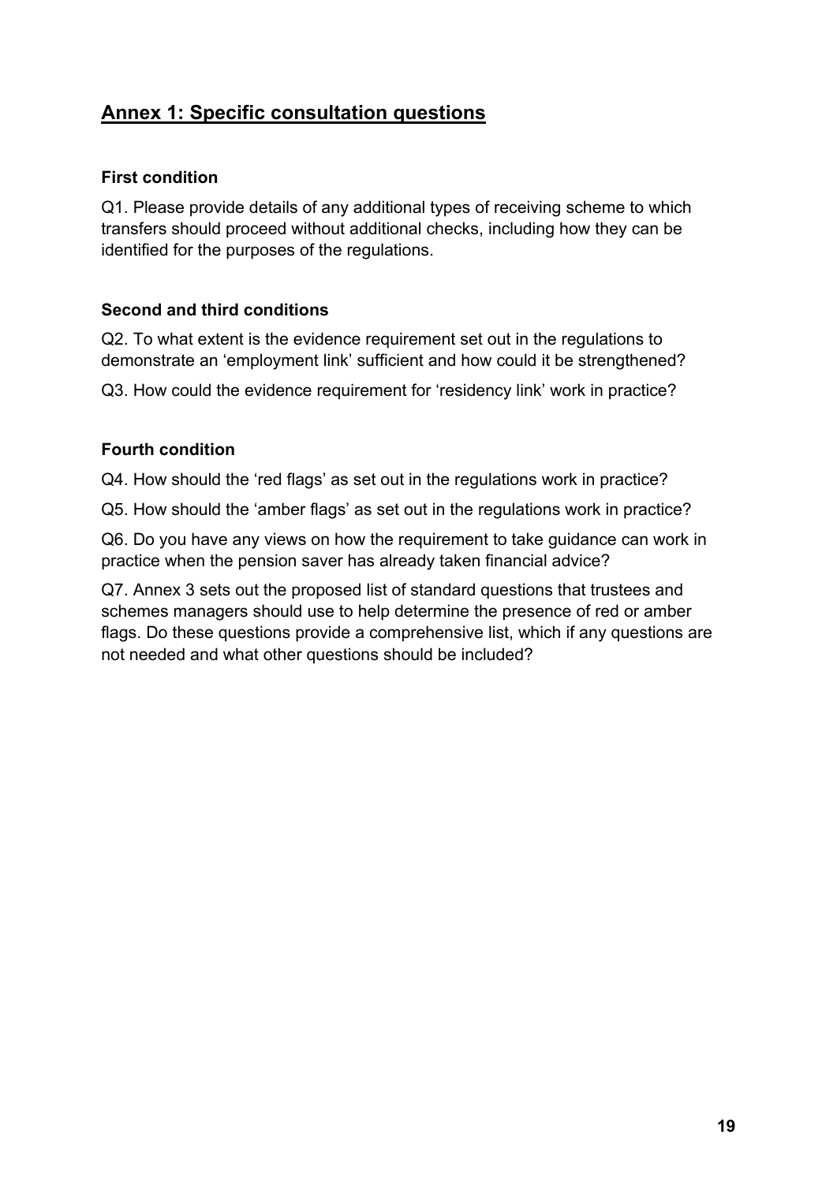## Annex 1: Specific consultation questions

### First condition

Q1. Please provide details of any additional types of receiving scheme to which transfers should proceed without additional checks, including how they can be identified for the purposes of the regulations.

### Second and third conditions

Q2. To what extent is the evidence requirement set out in the regulations to demonstrate an 'employment link' sufficient and how could it be strengthened?

Q3. How could the evidence requirement for 'residency link' work in practice?

### Fourth condition

Q4. How should the 'red flags' as set out in the regulations work in practice?

Q5. How should the 'amber flags' as set out in the regulations work in practice?

Q6. Do you have any views on how the requirement to take guidance can work in practice when the pension saver has already taken financial advice?

Q7. Annex 3 sets out the proposed list of standard questions that trustees and schemes managers should use to help determine the presence of red or amber flags. Do these questions provide a comprehensive list, which if any questions are not needed and what other questions should be included?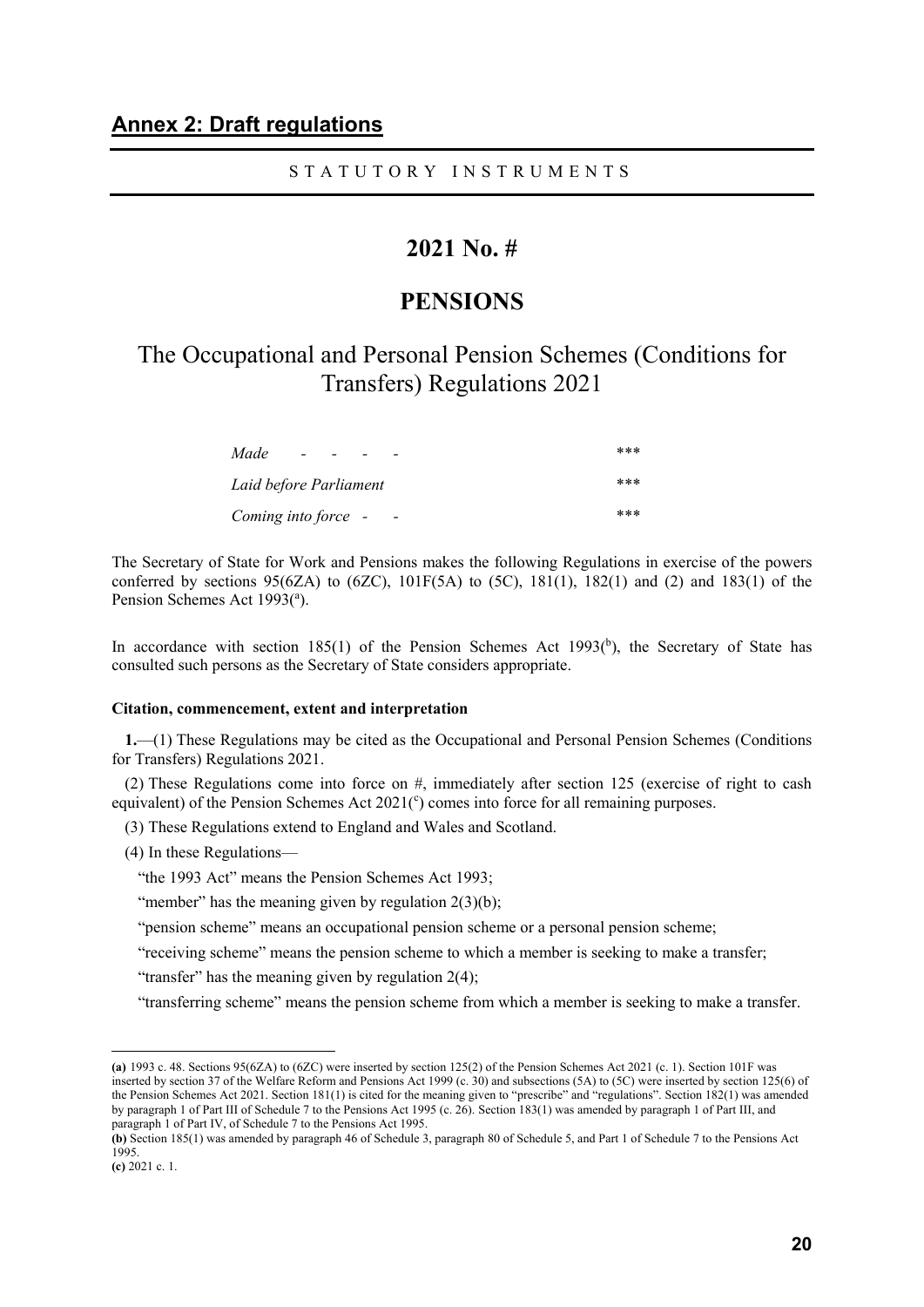## Annex 2: Draft regulations

STATUTORY INSTRUMENTS

# 2021 No. #

# PENSIONS

# The Occupational and Personal Pension Schemes (Conditions for Transfers) Regulations 2021

| | |
|---|---|
| *Made - - - -* | \*\*\* |
| *Laid before Parliament* | \*\*\* |
| *Coming into force - -* | \*\*\* |

The Secretary of State for Work and Pensions makes the following Regulations in exercise of the powers conferred by sections 95(6ZA) to (6ZC), 101F(5A) to (5C), 181(1), 182(1) and (2) and 183(1) of the Pension Schemes Act 1993([a]).

In accordance with section 185(1) of the Pension Schemes Act 1993([b]), the Secretary of State has consulted such persons as the Secretary of State considers appropriate.

**Citation, commencement, extent and interpretation**

**1.**—(1) These Regulations may be cited as the Occupational and Personal Pension Schemes (Conditions for Transfers) Regulations 2021.

(2) These Regulations come into force on #, immediately after section 125 (exercise of right to cash equivalent) of the Pension Schemes Act 2021([c]) comes into force for all remaining purposes.

(3) These Regulations extend to England and Wales and Scotland.

(4) In these Regulations—

"the 1993 Act" means the Pension Schemes Act 1993;

"member" has the meaning given by regulation 2(3)(b);

"pension scheme" means an occupational pension scheme or a personal pension scheme;

"receiving scheme" means the pension scheme to which a member is seeking to make a transfer;

"transfer" has the meaning given by regulation 2(4);

"transferring scheme" means the pension scheme from which a member is seeking to make a transfer.

---

**(a)** 1993 c. 48. Sections 95(6ZA) to (6ZC) were inserted by section 125(2) of the Pension Schemes Act 2021 (c. 1). Section 101F was inserted by section 37 of the Welfare Reform and Pensions Act 1999 (c. 30) and subsections (5A) to (5C) were inserted by section 125(6) of the Pension Schemes Act 2021. Section 181(1) is cited for the meaning given to "prescribe" and "regulations". Section 182(1) was amended by paragraph 1 of Part III of Schedule 7 to the Pensions Act 1995 (c. 26). Section 183(1) was amended by paragraph 1 of Part III, and paragraph 1 of Part IV, of Schedule 7 to the Pensions Act 1995.

**(b)** Section 185(1) was amended by paragraph 46 of Schedule 3, paragraph 80 of Schedule 5, and Part 1 of Schedule 7 to the Pensions Act 1995.

**(c)** 2021 c. 1.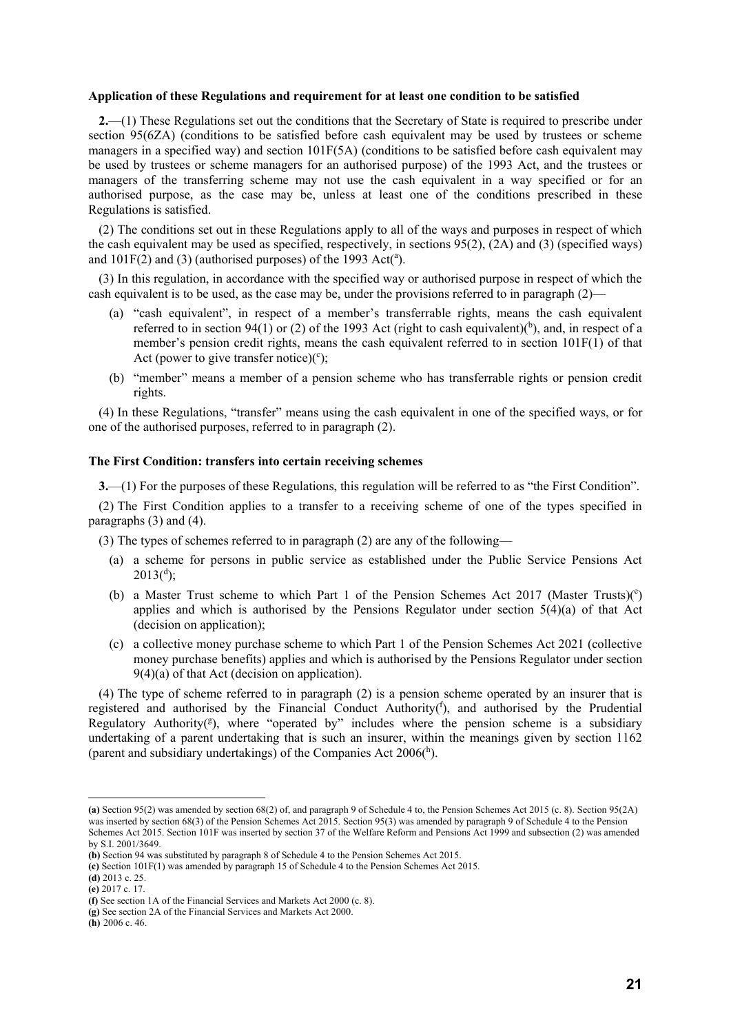#### Application of these Regulations and requirement for at least one condition to be satisfied

**2.**—(1) These Regulations set out the conditions that the Secretary of State is required to prescribe under section 95(6ZA) (conditions to be satisfied before cash equivalent may be used by trustees or scheme managers in a specified way) and section 101F(5A) (conditions to be satisfied before cash equivalent may be used by trustees or scheme managers for an authorised purpose) of the 1993 Act, and the trustees or managers of the transferring scheme may not use the cash equivalent in a way specified or for an authorised purpose, as the case may be, unless at least one of the conditions prescribed in these Regulations is satisfied.

(2) The conditions set out in these Regulations apply to all of the ways and purposes in respect of which the cash equivalent may be used as specified, respectively, in sections 95(2), (2A) and (3) (specified ways) and 101F(2) and (3) (authorised purposes) of the 1993 Act([a]).

(3) In this regulation, in accordance with the specified way or authorised purpose in respect of which the cash equivalent is to be used, as the case may be, under the provisions referred to in paragraph (2)—

(a) "cash equivalent", in respect of a member's transferrable rights, means the cash equivalent referred to in section 94(1) or (2) of the 1993 Act (right to cash equivalent)([b]), and, in respect of a member's pension credit rights, means the cash equivalent referred to in section 101F(1) of that Act (power to give transfer notice)([c]);

(b) "member" means a member of a pension scheme who has transferrable rights or pension credit rights.

(4) In these Regulations, "transfer" means using the cash equivalent in one of the specified ways, or for one of the authorised purposes, referred to in paragraph (2).

#### The First Condition: transfers into certain receiving schemes

**3.**—(1) For the purposes of these Regulations, this regulation will be referred to as "the First Condition".

(2) The First Condition applies to a transfer to a receiving scheme of one of the types specified in paragraphs (3) and (4).

(3) The types of schemes referred to in paragraph (2) are any of the following—

(a) a scheme for persons in public service as established under the Public Service Pensions Act 2013([d]);

(b) a Master Trust scheme to which Part 1 of the Pension Schemes Act 2017 (Master Trusts)([e]) applies and which is authorised by the Pensions Regulator under section 5(4)(a) of that Act (decision on application);

(c) a collective money purchase scheme to which Part 1 of the Pension Schemes Act 2021 (collective money purchase benefits) applies and which is authorised by the Pensions Regulator under section 9(4)(a) of that Act (decision on application).

(4) The type of scheme referred to in paragraph (2) is a pension scheme operated by an insurer that is registered and authorised by the Financial Conduct Authority([f]), and authorised by the Prudential Regulatory Authority([g]), where "operated by" includes where the pension scheme is a subsidiary undertaking of a parent undertaking that is such an insurer, within the meanings given by section 1162 (parent and subsidiary undertakings) of the Companies Act 2006([h]).

---

**(a)** Section 95(2) was amended by section 68(2) of, and paragraph 9 of Schedule 4 to, the Pension Schemes Act 2015 (c. 8). Section 95(2A) was inserted by section 68(3) of the Pension Schemes Act 2015. Section 95(3) was amended by paragraph 9 of Schedule 4 to the Pension Schemes Act 2015. Section 101F was inserted by section 37 of the Welfare Reform and Pensions Act 1999 and subsection (2) was amended by S.I. 2001/3649.

**(b)** Section 94 was substituted by paragraph 8 of Schedule 4 to the Pension Schemes Act 2015.

**(c)** Section 101F(1) was amended by paragraph 15 of Schedule 4 to the Pension Schemes Act 2015.

**(d)** 2013 c. 25.

**(e)** 2017 c. 17.

**(f)** See section 1A of the Financial Services and Markets Act 2000 (c. 8).

**(g)** See section 2A of the Financial Services and Markets Act 2000.

**(h)** 2006 c. 46.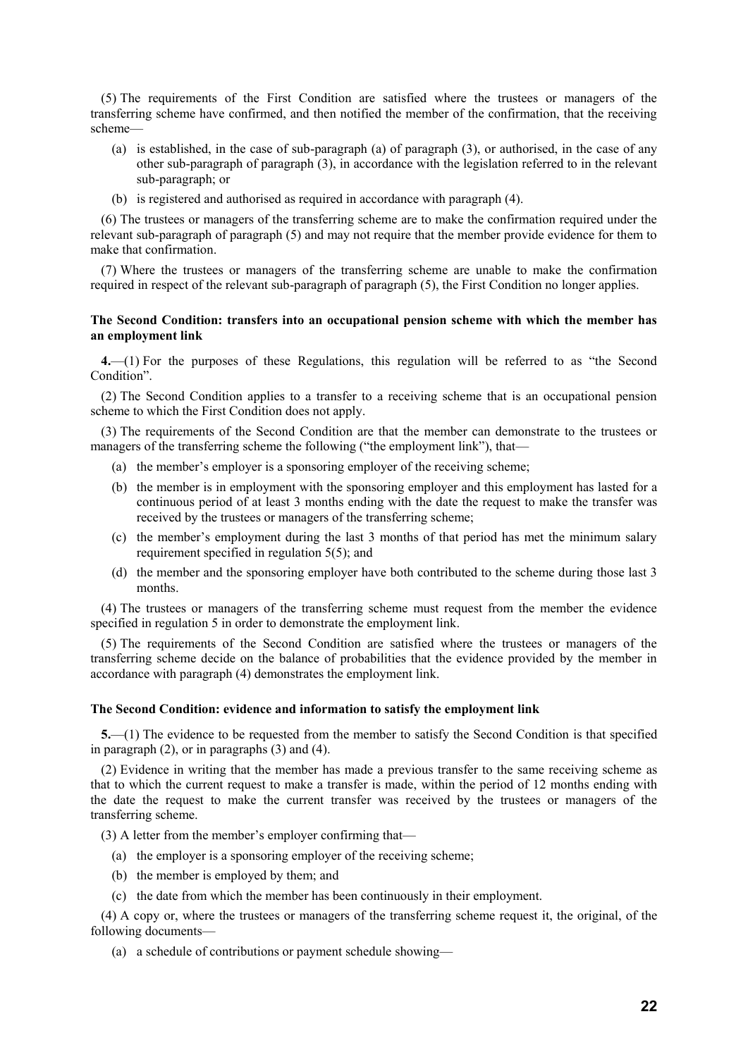(5) The requirements of the First Condition are satisfied where the trustees or managers of the transferring scheme have confirmed, and then notified the member of the confirmation, that the receiving scheme—

- (a) is established, in the case of sub-paragraph (a) of paragraph (3), or authorised, in the case of any other sub-paragraph of paragraph (3), in accordance with the legislation referred to in the relevant sub-paragraph; or
- (b) is registered and authorised as required in accordance with paragraph (4).

(6) The trustees or managers of the transferring scheme are to make the confirmation required under the relevant sub-paragraph of paragraph (5) and may not require that the member provide evidence for them to make that confirmation.

(7) Where the trustees or managers of the transferring scheme are unable to make the confirmation required in respect of the relevant sub-paragraph of paragraph (5), the First Condition no longer applies.

**The Second Condition: transfers into an occupational pension scheme with which the member has an employment link**

**4.**—(1) For the purposes of these Regulations, this regulation will be referred to as "the Second Condition".

(2) The Second Condition applies to a transfer to a receiving scheme that is an occupational pension scheme to which the First Condition does not apply.

(3) The requirements of the Second Condition are that the member can demonstrate to the trustees or managers of the transferring scheme the following ("the employment link"), that—

- (a) the member's employer is a sponsoring employer of the receiving scheme;
- (b) the member is in employment with the sponsoring employer and this employment has lasted for a continuous period of at least 3 months ending with the date the request to make the transfer was received by the trustees or managers of the transferring scheme;
- (c) the member's employment during the last 3 months of that period has met the minimum salary requirement specified in regulation 5(5); and
- (d) the member and the sponsoring employer have both contributed to the scheme during those last 3 months.

(4) The trustees or managers of the transferring scheme must request from the member the evidence specified in regulation 5 in order to demonstrate the employment link.

(5) The requirements of the Second Condition are satisfied where the trustees or managers of the transferring scheme decide on the balance of probabilities that the evidence provided by the member in accordance with paragraph (4) demonstrates the employment link.

**The Second Condition: evidence and information to satisfy the employment link**

**5.**—(1) The evidence to be requested from the member to satisfy the Second Condition is that specified in paragraph (2), or in paragraphs (3) and (4).

(2) Evidence in writing that the member has made a previous transfer to the same receiving scheme as that to which the current request to make a transfer is made, within the period of 12 months ending with the date the request to make the current transfer was received by the trustees or managers of the transferring scheme.

(3) A letter from the member's employer confirming that—

- (a) the employer is a sponsoring employer of the receiving scheme;
- (b) the member is employed by them; and
- (c) the date from which the member has been continuously in their employment.

(4) A copy or, where the trustees or managers of the transferring scheme request it, the original, of the following documents—

- (a) a schedule of contributions or payment schedule showing—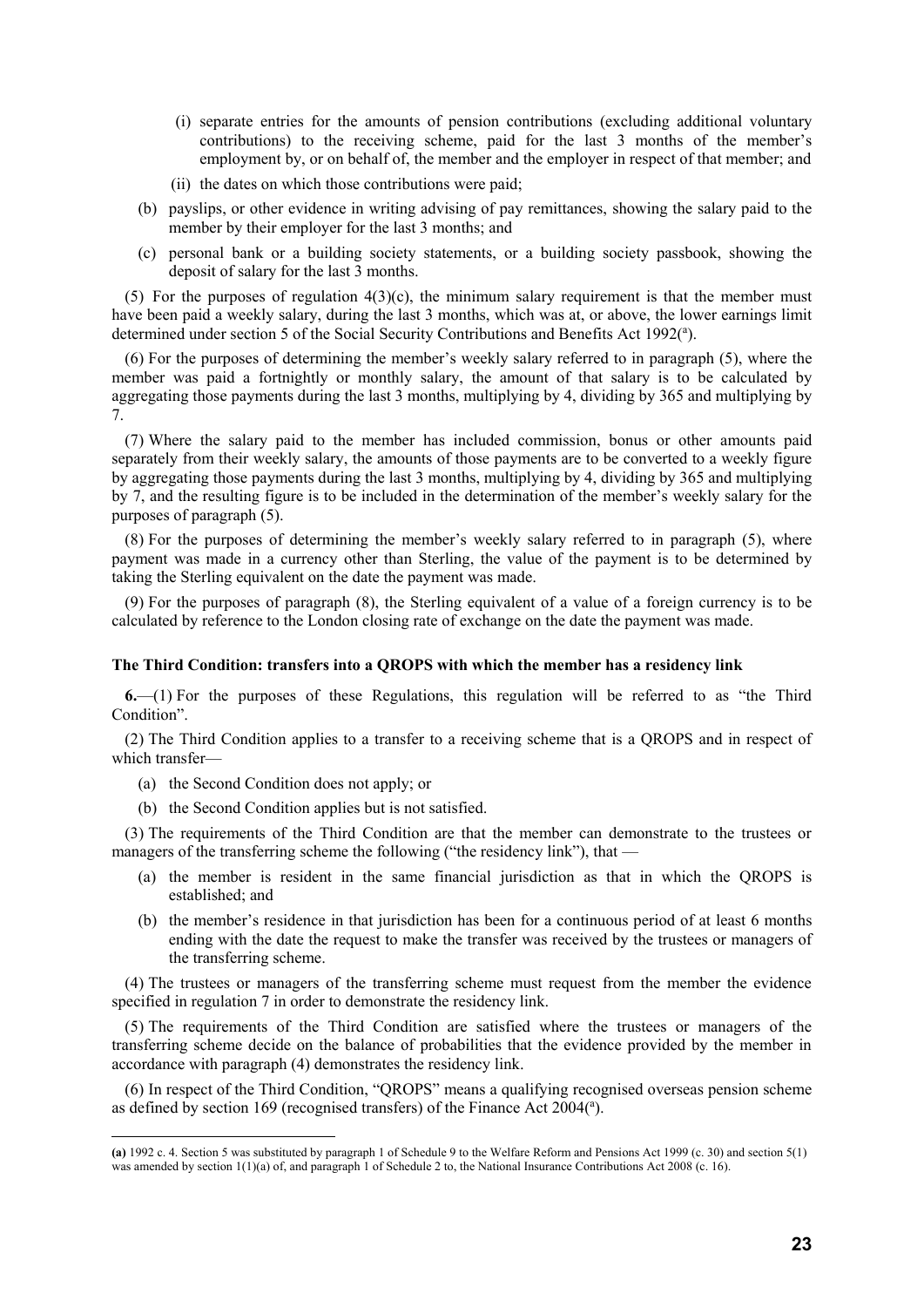(i) separate entries for the amounts of pension contributions (excluding additional voluntary contributions) to the receiving scheme, paid for the last 3 months of the member's employment by, or on behalf of, the member and the employer in respect of that member; and

(ii) the dates on which those contributions were paid;

(b) payslips, or other evidence in writing advising of pay remittances, showing the salary paid to the member by their employer for the last 3 months; and

(c) personal bank or a building society statements, or a building society passbook, showing the deposit of salary for the last 3 months.

(5) For the purposes of regulation 4(3)(c), the minimum salary requirement is that the member must have been paid a weekly salary, during the last 3 months, which was at, or above, the lower earnings limit determined under section 5 of the Social Security Contributions and Benefits Act 1992([a]).

(6) For the purposes of determining the member's weekly salary referred to in paragraph (5), where the member was paid a fortnightly or monthly salary, the amount of that salary is to be calculated by aggregating those payments during the last 3 months, multiplying by 4, dividing by 365 and multiplying by 7.

(7) Where the salary paid to the member has included commission, bonus or other amounts paid separately from their weekly salary, the amounts of those payments are to be converted to a weekly figure by aggregating those payments during the last 3 months, multiplying by 4, dividing by 365 and multiplying by 7, and the resulting figure is to be included in the determination of the member's weekly salary for the purposes of paragraph (5).

(8) For the purposes of determining the member's weekly salary referred to in paragraph (5), where payment was made in a currency other than Sterling, the value of the payment is to be determined by taking the Sterling equivalent on the date the payment was made.

(9) For the purposes of paragraph (8), the Sterling equivalent of a value of a foreign currency is to be calculated by reference to the London closing rate of exchange on the date the payment was made.

**The Third Condition: transfers into a QROPS with which the member has a residency link**

**6.**—(1) For the purposes of these Regulations, this regulation will be referred to as "the Third Condition".

(2) The Third Condition applies to a transfer to a receiving scheme that is a QROPS and in respect of which transfer—

(a) the Second Condition does not apply; or

(b) the Second Condition applies but is not satisfied.

(3) The requirements of the Third Condition are that the member can demonstrate to the trustees or managers of the transferring scheme the following ("the residency link"), that —

(a) the member is resident in the same financial jurisdiction as that in which the QROPS is established; and

(b) the member's residence in that jurisdiction has been for a continuous period of at least 6 months ending with the date the request to make the transfer was received by the trustees or managers of the transferring scheme.

(4) The trustees or managers of the transferring scheme must request from the member the evidence specified in regulation 7 in order to demonstrate the residency link.

(5) The requirements of the Third Condition are satisfied where the trustees or managers of the transferring scheme decide on the balance of probabilities that the evidence provided by the member in accordance with paragraph (4) demonstrates the residency link.

(6) In respect of the Third Condition, "QROPS" means a qualifying recognised overseas pension scheme as defined by section 169 (recognised transfers) of the Finance Act 2004([a]).

---

**(a)** 1992 c. 4. Section 5 was substituted by paragraph 1 of Schedule 9 to the Welfare Reform and Pensions Act 1999 (c. 30) and section 5(1) was amended by section 1(1)(a) of, and paragraph 1 of Schedule 2 to, the National Insurance Contributions Act 2008 (c. 16).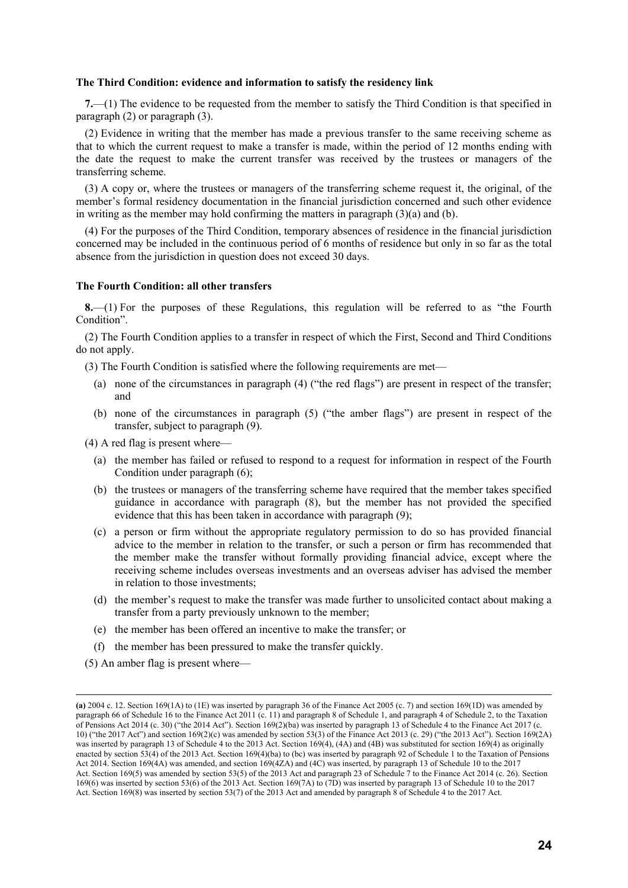**The Third Condition: evidence and information to satisfy the residency link**

**7.**—(1) The evidence to be requested from the member to satisfy the Third Condition is that specified in paragraph (2) or paragraph (3).

(2) Evidence in writing that the member has made a previous transfer to the same receiving scheme as that to which the current request to make a transfer is made, within the period of 12 months ending with the date the request to make the current transfer was received by the trustees or managers of the transferring scheme.

(3) A copy or, where the trustees or managers of the transferring scheme request it, the original, of the member's formal residency documentation in the financial jurisdiction concerned and such other evidence in writing as the member may hold confirming the matters in paragraph (3)(a) and (b).

(4) For the purposes of the Third Condition, temporary absences of residence in the financial jurisdiction concerned may be included in the continuous period of 6 months of residence but only in so far as the total absence from the jurisdiction in question does not exceed 30 days.

**The Fourth Condition: all other transfers**

**8.**—(1) For the purposes of these Regulations, this regulation will be referred to as "the Fourth Condition".

(2) The Fourth Condition applies to a transfer in respect of which the First, Second and Third Conditions do not apply.

(3) The Fourth Condition is satisfied where the following requirements are met—

(a) none of the circumstances in paragraph (4) ("the red flags") are present in respect of the transfer; and

(b) none of the circumstances in paragraph (5) ("the amber flags") are present in respect of the transfer, subject to paragraph (9).

(4) A red flag is present where—

(a) the member has failed or refused to respond to a request for information in respect of the Fourth Condition under paragraph (6);

(b) the trustees or managers of the transferring scheme have required that the member takes specified guidance in accordance with paragraph (8), but the member has not provided the specified evidence that this has been taken in accordance with paragraph (9);

(c) a person or firm without the appropriate regulatory permission to do so has provided financial advice to the member in relation to the transfer, or such a person or firm has recommended that the member make the transfer without formally providing financial advice, except where the receiving scheme includes overseas investments and an overseas adviser has advised the member in relation to those investments;

(d) the member's request to make the transfer was made further to unsolicited contact about making a transfer from a party previously unknown to the member;

(e) the member has been offered an incentive to make the transfer; or

(f) the member has been pressured to make the transfer quickly.

(5) An amber flag is present where—

---

**(a)** 2004 c. 12. Section 169(1A) to (1E) was inserted by paragraph 36 of the Finance Act 2005 (c. 7) and section 169(1D) was amended by paragraph 66 of Schedule 16 to the Finance Act 2011 (c. 11) and paragraph 8 of Schedule 1, and paragraph 4 of Schedule 2, to the Taxation of Pensions Act 2014 (c. 30) ("the 2014 Act"). Section 169(2)(ba) was inserted by paragraph 13 of Schedule 4 to the Finance Act 2017 (c. 10) ("the 2017 Act") and section 169(2)(c) was amended by section 53(3) of the Finance Act 2013 (c. 29) ("the 2013 Act"). Section 169(2A) was inserted by paragraph 13 of Schedule 4 to the 2013 Act. Section 169(4), (4A) and (4B) was substituted for section 169(4) as originally enacted by section 53(4) of the 2013 Act. Section 169(4)(ba) to (bc) was inserted by paragraph 92 of Schedule 1 to the Taxation of Pensions Act 2014. Section 169(4A) was amended, and section 169(4ZA) and (4C) was inserted, by paragraph 13 of Schedule 10 to the 2017 Act. Section 169(5) was amended by section 53(5) of the 2013 Act and paragraph 23 of Schedule 7 to the Finance Act 2014 (c. 26). Section 169(6) was inserted by section 53(6) of the 2013 Act. Section 169(7A) to (7D) was inserted by paragraph 13 of Schedule 10 to the 2017 Act. Section 169(8) was inserted by section 53(7) of the 2013 Act and amended by paragraph 8 of Schedule 4 to the 2017 Act.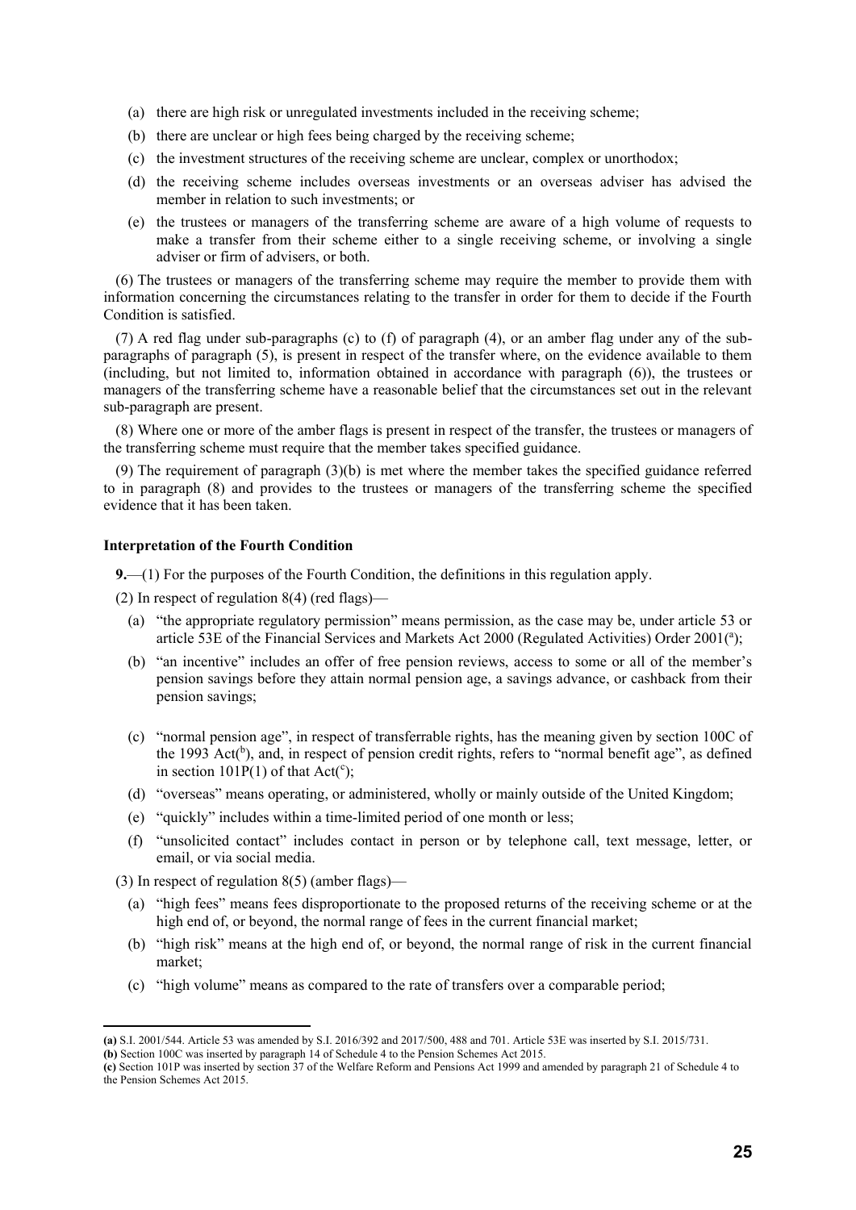(a) there are high risk or unregulated investments included in the receiving scheme;

(b) there are unclear or high fees being charged by the receiving scheme;

(c) the investment structures of the receiving scheme are unclear, complex or unorthodox;

(d) the receiving scheme includes overseas investments or an overseas adviser has advised the member in relation to such investments; or

(e) the trustees or managers of the transferring scheme are aware of a high volume of requests to make a transfer from their scheme either to a single receiving scheme, or involving a single adviser or firm of advisers, or both.

(6) The trustees or managers of the transferring scheme may require the member to provide them with information concerning the circumstances relating to the transfer in order for them to decide if the Fourth Condition is satisfied.

(7) A red flag under sub-paragraphs (c) to (f) of paragraph (4), or an amber flag under any of the sub-paragraphs of paragraph (5), is present in respect of the transfer where, on the evidence available to them (including, but not limited to, information obtained in accordance with paragraph (6)), the trustees or managers of the transferring scheme have a reasonable belief that the circumstances set out in the relevant sub-paragraph are present.

(8) Where one or more of the amber flags is present in respect of the transfer, the trustees or managers of the transferring scheme must require that the member takes specified guidance.

(9) The requirement of paragraph (3)(b) is met where the member takes the specified guidance referred to in paragraph (8) and provides to the trustees or managers of the transferring scheme the specified evidence that it has been taken.

**Interpretation of the Fourth Condition**

**9.**—(1) For the purposes of the Fourth Condition, the definitions in this regulation apply.

(2) In respect of regulation 8(4) (red flags)—

(a) "the appropriate regulatory permission" means permission, as the case may be, under article 53 or article 53E of the Financial Services and Markets Act 2000 (Regulated Activities) Order 2001([a]);

(b) "an incentive" includes an offer of free pension reviews, access to some or all of the member's pension savings before they attain normal pension age, a savings advance, or cashback from their pension savings;

(c) "normal pension age", in respect of transferrable rights, has the meaning given by section 100C of the 1993 Act([b]), and, in respect of pension credit rights, refers to "normal benefit age", as defined in section 101P(1) of that Act([c]);

(d) "overseas" means operating, or administered, wholly or mainly outside of the United Kingdom;

(e) "quickly" includes within a time-limited period of one month or less;

(f) "unsolicited contact" includes contact in person or by telephone call, text message, letter, or email, or via social media.

(3) In respect of regulation 8(5) (amber flags)—

(a) "high fees" means fees disproportionate to the proposed returns of the receiving scheme or at the high end of, or beyond, the normal range of fees in the current financial market;

(b) "high risk" means at the high end of, or beyond, the normal range of risk in the current financial market;

(c) "high volume" means as compared to the rate of transfers over a comparable period;

---

**(a)** S.I. 2001/544. Article 53 was amended by S.I. 2016/392 and 2017/500, 488 and 701. Article 53E was inserted by S.I. 2015/731.

**(b)** Section 100C was inserted by paragraph 14 of Schedule 4 to the Pension Schemes Act 2015.

**(c)** Section 101P was inserted by section 37 of the Welfare Reform and Pensions Act 1999 and amended by paragraph 21 of Schedule 4 to the Pension Schemes Act 2015.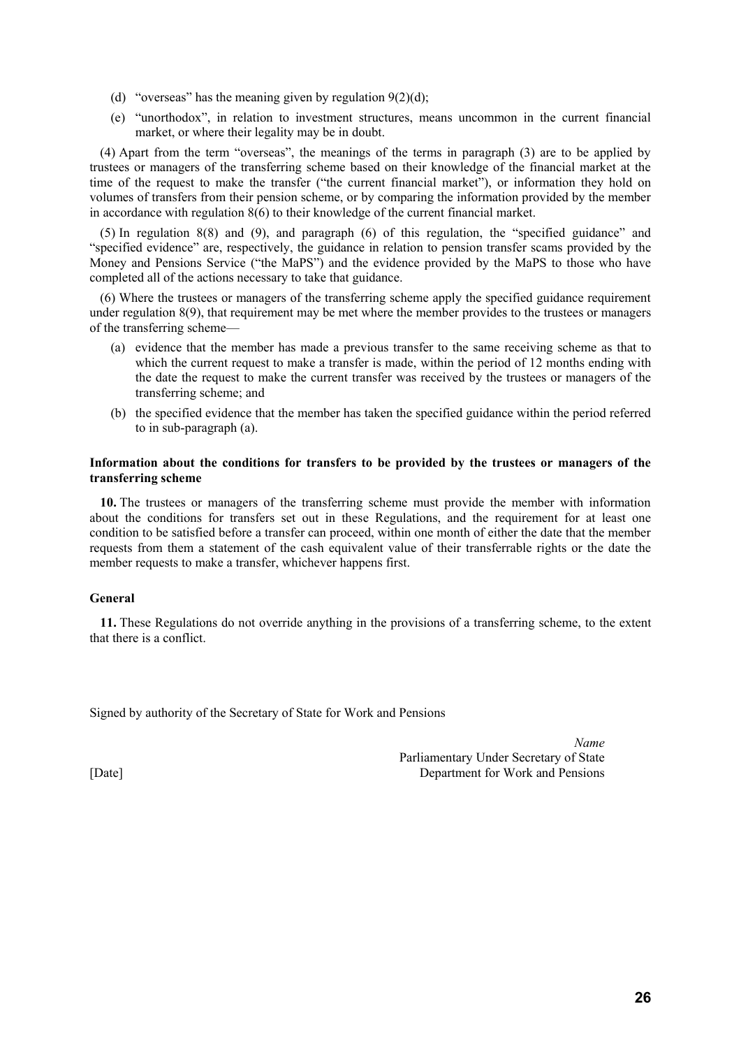(d) "overseas" has the meaning given by regulation 9(2)(d);

(e) "unorthodox", in relation to investment structures, means uncommon in the current financial market, or where their legality may be in doubt.

(4) Apart from the term "overseas", the meanings of the terms in paragraph (3) are to be applied by trustees or managers of the transferring scheme based on their knowledge of the financial market at the time of the request to make the transfer ("the current financial market"), or information they hold on volumes of transfers from their pension scheme, or by comparing the information provided by the member in accordance with regulation 8(6) to their knowledge of the current financial market.

(5) In regulation 8(8) and (9), and paragraph (6) of this regulation, the "specified guidance" and "specified evidence" are, respectively, the guidance in relation to pension transfer scams provided by the Money and Pensions Service ("the MaPS") and the evidence provided by the MaPS to those who have completed all of the actions necessary to take that guidance.

(6) Where the trustees or managers of the transferring scheme apply the specified guidance requirement under regulation 8(9), that requirement may be met where the member provides to the trustees or managers of the transferring scheme—

(a) evidence that the member has made a previous transfer to the same receiving scheme as that to which the current request to make a transfer is made, within the period of 12 months ending with the date the request to make the current transfer was received by the trustees or managers of the transferring scheme; and

(b) the specified evidence that the member has taken the specified guidance within the period referred to in sub-paragraph (a).

**Information about the conditions for transfers to be provided by the trustees or managers of the transferring scheme**

**10.** The trustees or managers of the transferring scheme must provide the member with information about the conditions for transfers set out in these Regulations, and the requirement for at least one condition to be satisfied before a transfer can proceed, within one month of either the date that the member requests from them a statement of the cash equivalent value of their transferrable rights or the date the member requests to make a transfer, whichever happens first.

**General**

**11.** These Regulations do not override anything in the provisions of a transferring scheme, to the extent that there is a conflict.

Signed by authority of the Secretary of State for Work and Pensions

*Name*
Parliamentary Under Secretary of State
Department for Work and Pensions

[Date]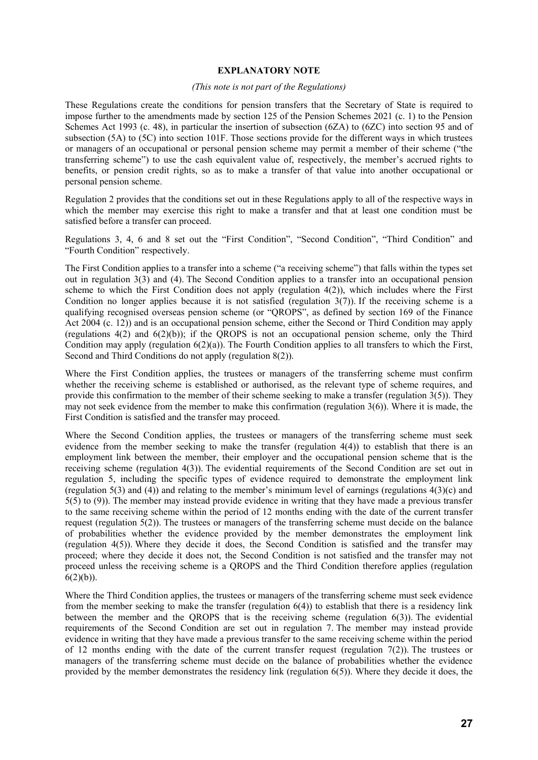**EXPLANATORY NOTE**

*(This note is not part of the Regulations)*

These Regulations create the conditions for pension transfers that the Secretary of State is required to impose further to the amendments made by section 125 of the Pension Schemes 2021 (c. 1) to the Pension Schemes Act 1993 (c. 48), in particular the insertion of subsection (6ZA) to (6ZC) into section 95 and of subsection (5A) to (5C) into section 101F. Those sections provide for the different ways in which trustees or managers of an occupational or personal pension scheme may permit a member of their scheme ("the transferring scheme") to use the cash equivalent value of, respectively, the member's accrued rights to benefits, or pension credit rights, so as to make a transfer of that value into another occupational or personal pension scheme.

Regulation 2 provides that the conditions set out in these Regulations apply to all of the respective ways in which the member may exercise this right to make a transfer and that at least one condition must be satisfied before a transfer can proceed.

Regulations 3, 4, 6 and 8 set out the "First Condition", "Second Condition", "Third Condition" and "Fourth Condition" respectively.

The First Condition applies to a transfer into a scheme ("a receiving scheme") that falls within the types set out in regulation 3(3) and (4). The Second Condition applies to a transfer into an occupational pension scheme to which the First Condition does not apply (regulation 4(2)), which includes where the First Condition no longer applies because it is not satisfied (regulation 3(7)). If the receiving scheme is a qualifying recognised overseas pension scheme (or "QROPS", as defined by section 169 of the Finance Act 2004 (c. 12)) and is an occupational pension scheme, either the Second or Third Condition may apply (regulations 4(2) and 6(2)(b)); if the QROPS is not an occupational pension scheme, only the Third Condition may apply (regulation 6(2)(a)). The Fourth Condition applies to all transfers to which the First, Second and Third Conditions do not apply (regulation 8(2)).

Where the First Condition applies, the trustees or managers of the transferring scheme must confirm whether the receiving scheme is established or authorised, as the relevant type of scheme requires, and provide this confirmation to the member of their scheme seeking to make a transfer (regulation 3(5)). They may not seek evidence from the member to make this confirmation (regulation 3(6)). Where it is made, the First Condition is satisfied and the transfer may proceed.

Where the Second Condition applies, the trustees or managers of the transferring scheme must seek evidence from the member seeking to make the transfer (regulation 4(4)) to establish that there is an employment link between the member, their employer and the occupational pension scheme that is the receiving scheme (regulation 4(3)). The evidential requirements of the Second Condition are set out in regulation 5, including the specific types of evidence required to demonstrate the employment link (regulation 5(3) and (4)) and relating to the member's minimum level of earnings (regulations 4(3)(c) and 5(5) to (9)). The member may instead provide evidence in writing that they have made a previous transfer to the same receiving scheme within the period of 12 months ending with the date of the current transfer request (regulation 5(2)). The trustees or managers of the transferring scheme must decide on the balance of probabilities whether the evidence provided by the member demonstrates the employment link (regulation 4(5)). Where they decide it does, the Second Condition is satisfied and the transfer may proceed; where they decide it does not, the Second Condition is not satisfied and the transfer may not proceed unless the receiving scheme is a QROPS and the Third Condition therefore applies (regulation 6(2)(b)).

Where the Third Condition applies, the trustees or managers of the transferring scheme must seek evidence from the member seeking to make the transfer (regulation 6(4)) to establish that there is a residency link between the member and the QROPS that is the receiving scheme (regulation 6(3)). The evidential requirements of the Second Condition are set out in regulation 7. The member may instead provide evidence in writing that they have made a previous transfer to the same receiving scheme within the period of 12 months ending with the date of the current transfer request (regulation 7(2)). The trustees or managers of the transferring scheme must decide on the balance of probabilities whether the evidence provided by the member demonstrates the residency link (regulation 6(5)). Where they decide it does, the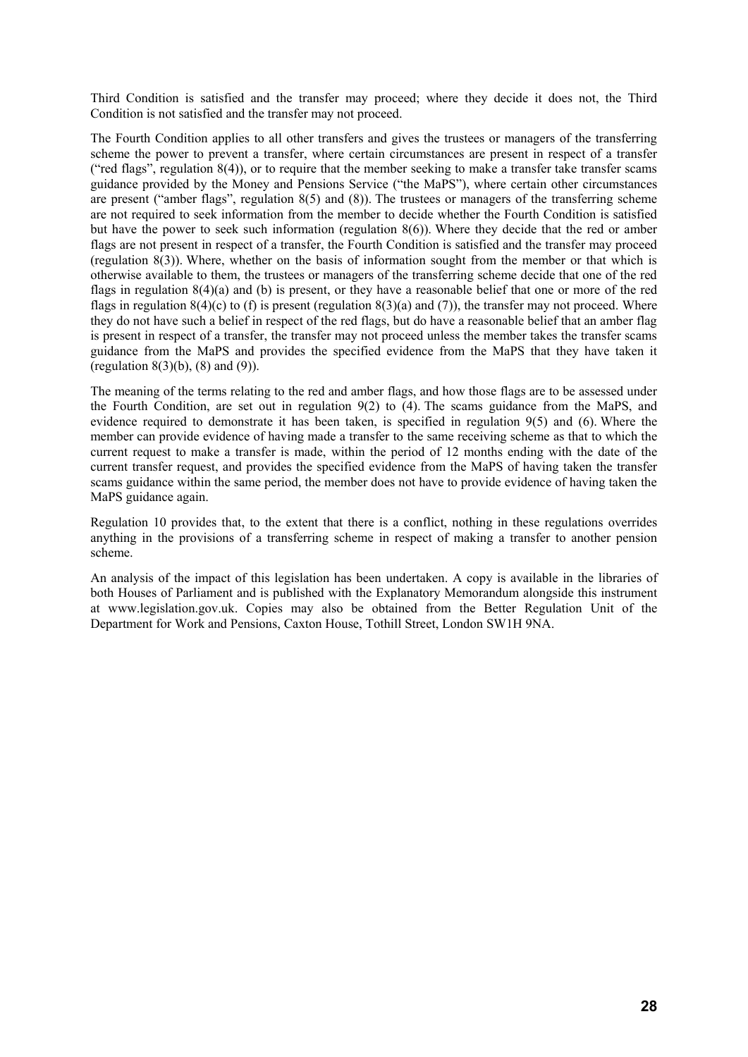Third Condition is satisfied and the transfer may proceed; where they decide it does not, the Third Condition is not satisfied and the transfer may not proceed.

The Fourth Condition applies to all other transfers and gives the trustees or managers of the transferring scheme the power to prevent a transfer, where certain circumstances are present in respect of a transfer ("red flags", regulation 8(4)), or to require that the member seeking to make a transfer take transfer scams guidance provided by the Money and Pensions Service ("the MaPS"), where certain other circumstances are present ("amber flags", regulation 8(5) and (8)). The trustees or managers of the transferring scheme are not required to seek information from the member to decide whether the Fourth Condition is satisfied but have the power to seek such information (regulation 8(6)). Where they decide that the red or amber flags are not present in respect of a transfer, the Fourth Condition is satisfied and the transfer may proceed (regulation 8(3)). Where, whether on the basis of information sought from the member or that which is otherwise available to them, the trustees or managers of the transferring scheme decide that one of the red flags in regulation 8(4)(a) and (b) is present, or they have a reasonable belief that one or more of the red flags in regulation 8(4)(c) to (f) is present (regulation 8(3)(a) and (7)), the transfer may not proceed. Where they do not have such a belief in respect of the red flags, but do have a reasonable belief that an amber flag is present in respect of a transfer, the transfer may not proceed unless the member takes the transfer scams guidance from the MaPS and provides the specified evidence from the MaPS that they have taken it (regulation 8(3)(b), (8) and (9)).

The meaning of the terms relating to the red and amber flags, and how those flags are to be assessed under the Fourth Condition, are set out in regulation 9(2) to (4). The scams guidance from the MaPS, and evidence required to demonstrate it has been taken, is specified in regulation 9(5) and (6). Where the member can provide evidence of having made a transfer to the same receiving scheme as that to which the current request to make a transfer is made, within the period of 12 months ending with the date of the current transfer request, and provides the specified evidence from the MaPS of having taken the transfer scams guidance within the same period, the member does not have to provide evidence of having taken the MaPS guidance again.

Regulation 10 provides that, to the extent that there is a conflict, nothing in these regulations overrides anything in the provisions of a transferring scheme in respect of making a transfer to another pension scheme.

An analysis of the impact of this legislation has been undertaken. A copy is available in the libraries of both Houses of Parliament and is published with the Explanatory Memorandum alongside this instrument at www.legislation.gov.uk. Copies may also be obtained from the Better Regulation Unit of the Department for Work and Pensions, Caxton House, Tothill Street, London SW1H 9NA.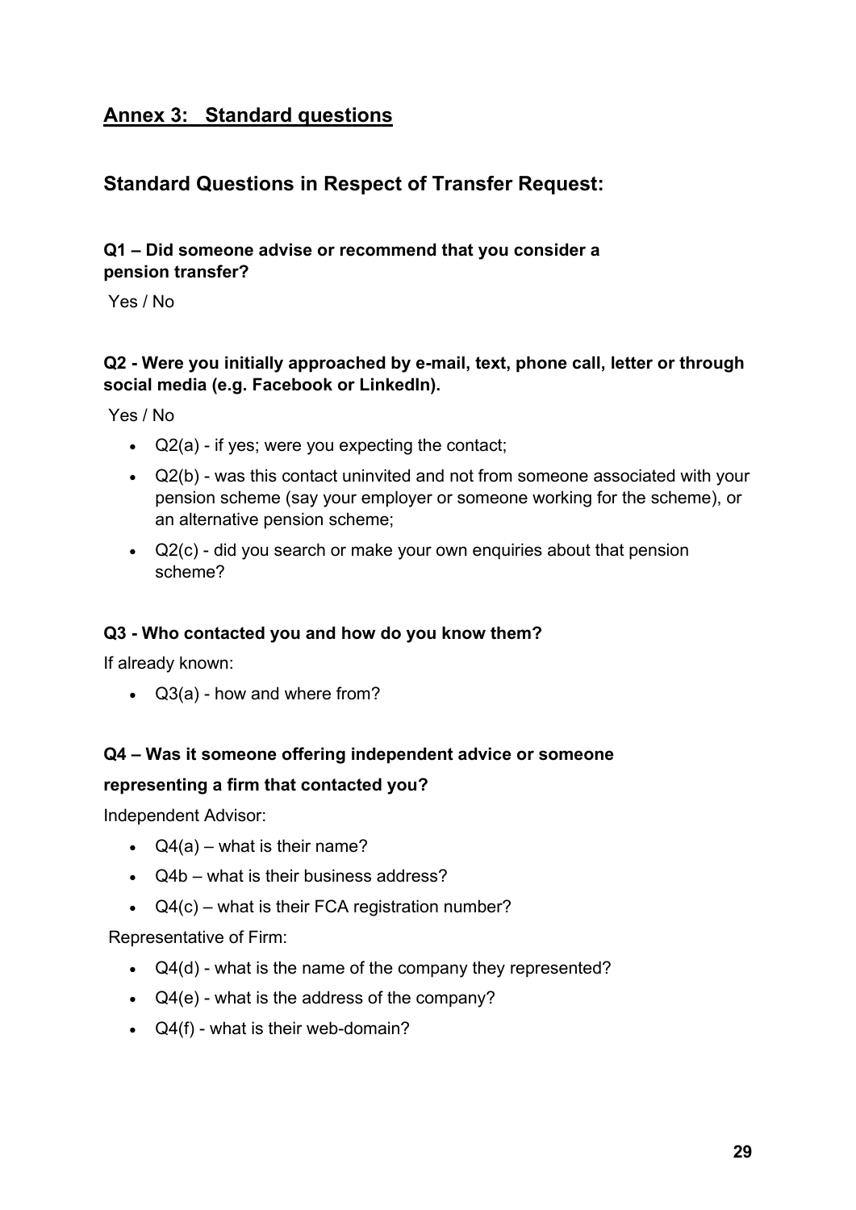## Annex 3: Standard questions

### Standard Questions in Respect of Transfer Request:

**Q1 – Did someone advise or recommend that you consider a pension transfer?**

Yes / No

**Q2 - Were you initially approached by e-mail, text, phone call, letter or through social media (e.g. Facebook or LinkedIn).**

Yes / No

- Q2(a) - if yes; were you expecting the contact;
- Q2(b) - was this contact uninvited and not from someone associated with your pension scheme (say your employer or someone working for the scheme), or an alternative pension scheme;
- Q2(c) - did you search or make your own enquiries about that pension scheme?

**Q3 - Who contacted you and how do you know them?**

If already known:

- Q3(a) - how and where from?

**Q4 – Was it someone offering independent advice or someone representing a firm that contacted you?**

Independent Advisor:

- Q4(a) – what is their name?
- Q4b – what is their business address?
- Q4(c) – what is their FCA registration number?

Representative of Firm:

- Q4(d) - what is the name of the company they represented?
- Q4(e) - what is the address of the company?
- Q4(f) - what is their web-domain?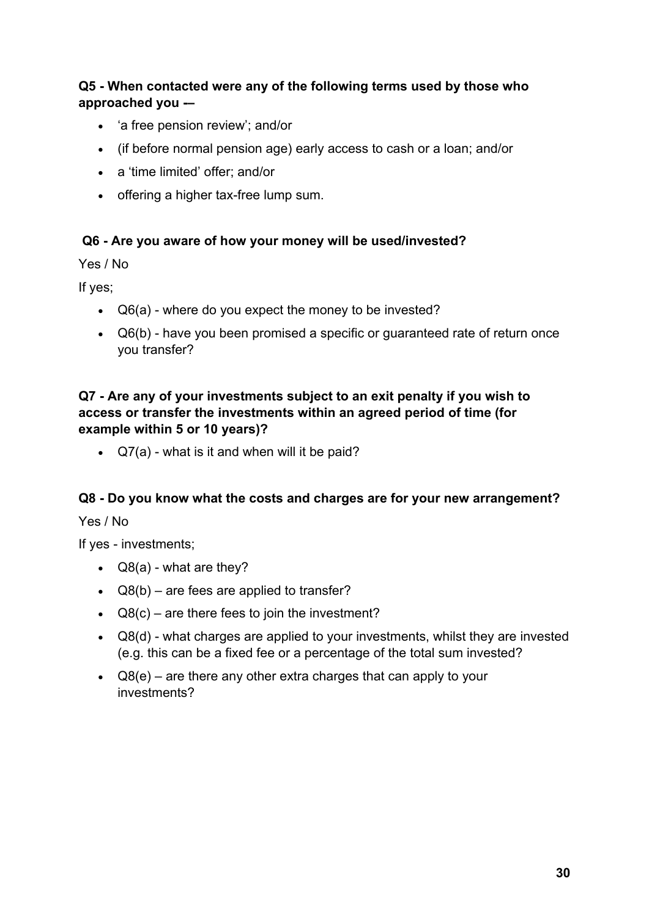**Q5 - When contacted were any of the following terms used by those who approached you -–**

- 'a free pension review'; and/or
- (if before normal pension age) early access to cash or a loan; and/or
- a 'time limited' offer; and/or
- offering a higher tax-free lump sum.

**Q6 - Are you aware of how your money will be used/invested?**

Yes / No

If yes;

- Q6(a) - where do you expect the money to be invested?
- Q6(b) - have you been promised a specific or guaranteed rate of return once you transfer?

**Q7 - Are any of your investments subject to an exit penalty if you wish to access or transfer the investments within an agreed period of time (for example within 5 or 10 years)?**

- Q7(a) - what is it and when will it be paid?

**Q8 - Do you know what the costs and charges are for your new arrangement?**

Yes / No

If yes - investments;

- Q8(a) - what are they?
- Q8(b) – are fees are applied to transfer?
- Q8(c) – are there fees to join the investment?
- Q8(d) - what charges are applied to your investments, whilst they are invested (e.g. this can be a fixed fee or a percentage of the total sum invested?
- Q8(e) – are there any other extra charges that can apply to your investments?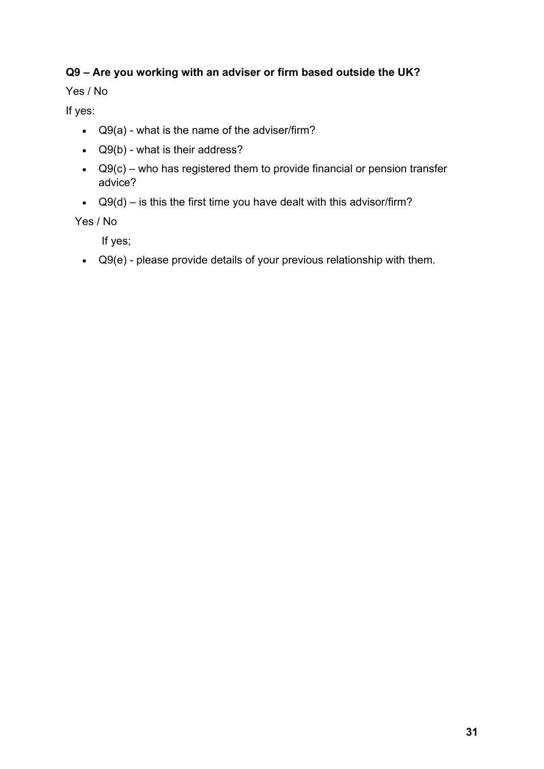**Q9 – Are you working with an adviser or firm based outside the UK?**

Yes / No

If yes:

- Q9(a) - what is the name of the adviser/firm?
- Q9(b) - what is their address?
- Q9(c) – who has registered them to provide financial or pension transfer advice?
- Q9(d) – is this the first time you have dealt with this advisor/firm?

Yes / No

If yes;

- Q9(e) - please provide details of your previous relationship with them.